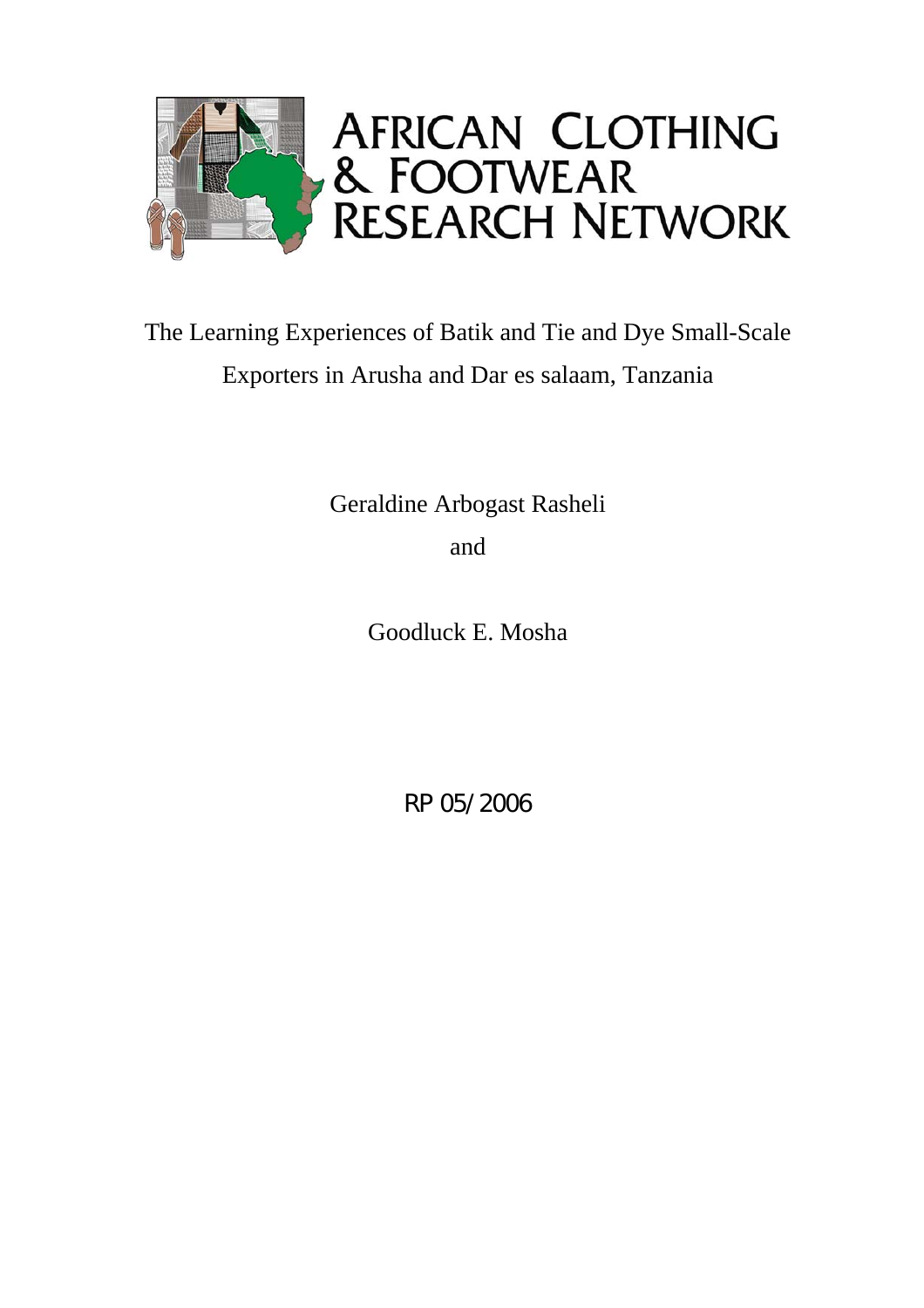AFRICAN CLOTHING & FOOTWEAR RESEARCH NETWORK

# The Learning Experiences of Batik and Tie and Dye Small-Scale Exporters in Arusha and Dar es salaam, Tanzania

Geraldine Arbogast Rasheli

and

Goodluck E. Mosha

RP 05/2006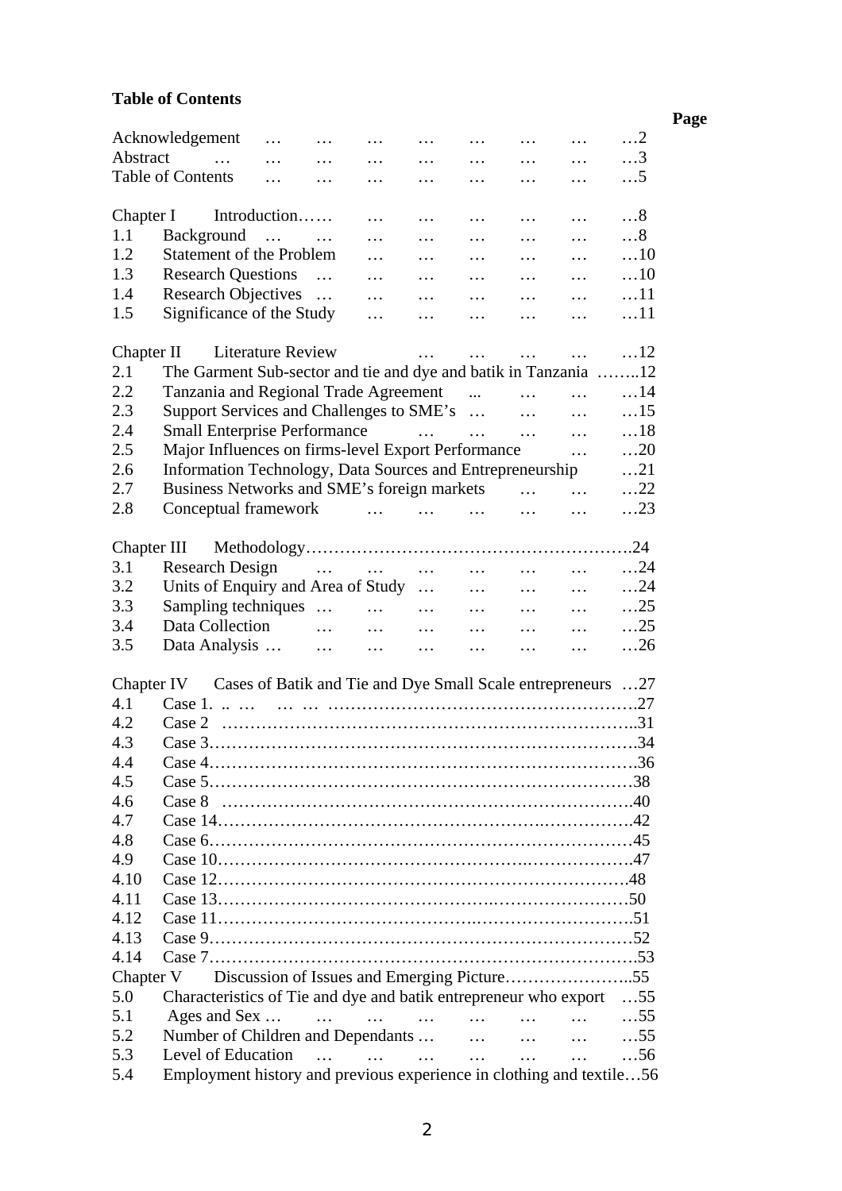**Table of Contents**

| | | Page |
|---|---|---|
| Acknowledgement | | 2 |
| Abstract | | 3 |
| Table of Contents | | 5 |
| Chapter I | Introduction | 8 |
| 1.1 | Background | 8 |
| 1.2 | Statement of the Problem | 10 |
| 1.3 | Research Questions | 10 |
| 1.4 | Research Objectives | 11 |
| 1.5 | Significance of the Study | 11 |
| Chapter II | Literature Review | 12 |
| 2.1 | The Garment Sub-sector and tie and dye and batik in Tanzania | 12 |
| 2.2 | Tanzania and Regional Trade Agreement | 14 |
| 2.3 | Support Services and Challenges to SME's | 15 |
| 2.4 | Small Enterprise Performance | 18 |
| 2.5 | Major Influences on firms-level Export Performance | 20 |
| 2.6 | Information Technology, Data Sources and Entrepreneurship | 21 |
| 2.7 | Business Networks and SME's foreign markets | 22 |
| 2.8 | Conceptual framework | 23 |
| Chapter III | Methodology | 24 |
| 3.1 | Research Design | 24 |
| 3.2 | Units of Enquiry and Area of Study | 24 |
| 3.3 | Sampling techniques | 25 |
| 3.4 | Data Collection | 25 |
| 3.5 | Data Analysis | 26 |
| Chapter IV | Cases of Batik and Tie and Dye Small Scale entrepreneurs | 27 |
| 4.1 | Case 1. | 27 |
| 4.2 | Case 2 | 31 |
| 4.3 | Case 3 | 34 |
| 4.4 | Case 4 | 36 |
| 4.5 | Case 5 | 38 |
| 4.6 | Case 8 | 40 |
| 4.7 | Case 14 | 42 |
| 4.8 | Case 6 | 45 |
| 4.9 | Case 10 | 47 |
| 4.10 | Case 12 | 48 |
| 4.11 | Case 13 | 50 |
| 4.12 | Case 11 | 51 |
| 4.13 | Case 9 | 52 |
| 4.14 | Case 7 | 53 |
| Chapter V | Discussion of Issues and Emerging Picture | 55 |
| 5.0 | Characteristics of Tie and dye and batik entrepreneur who export | 55 |
| 5.1 | Ages and Sex | 55 |
| 5.2 | Number of Children and Dependants | 55 |
| 5.3 | Level of Education | 56 |
| 5.4 | Employment history and previous experience in clothing and textile | 56 |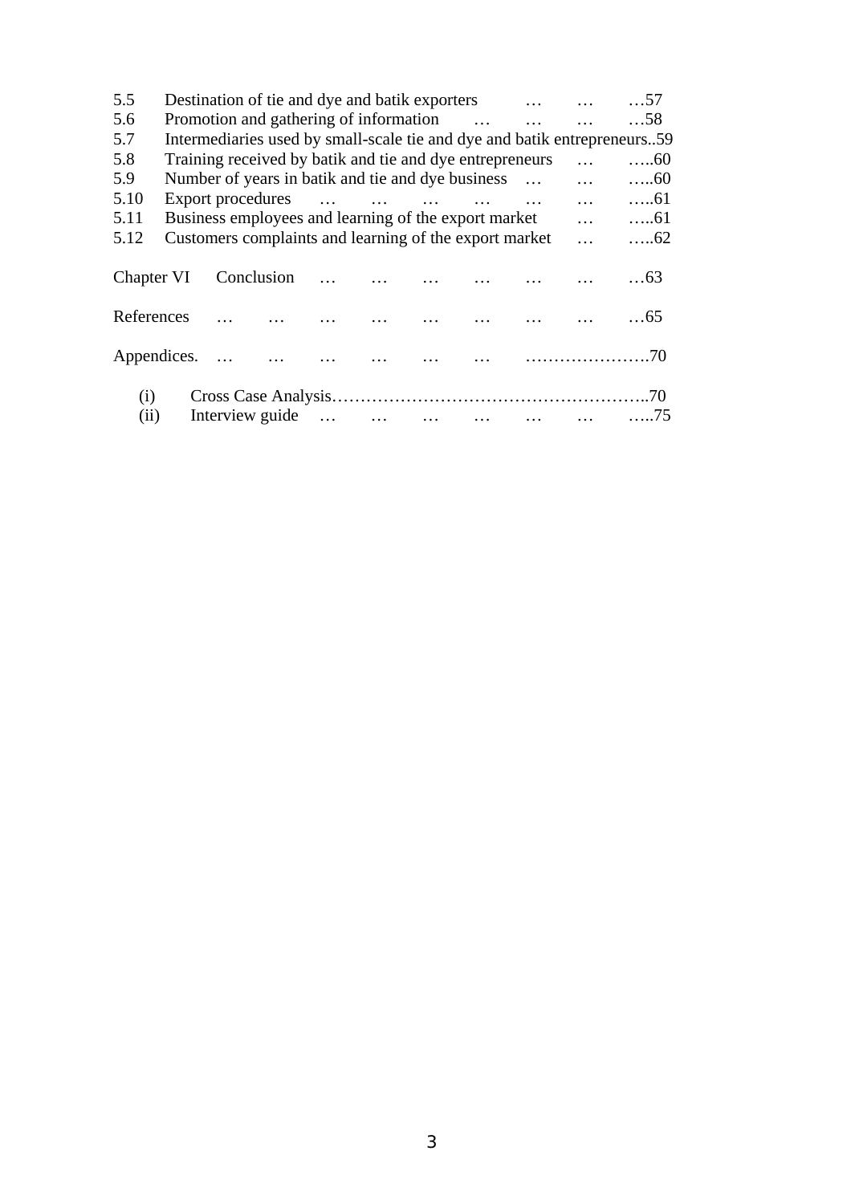5.5 Destination of tie and dye and batik exporters … … …57
5.6 Promotion and gathering of information … … … …58
5.7 Intermediaries used by small-scale tie and dye and batik entrepreneurs..59
5.8 Training received by batik and tie and dye entrepreneurs … …..60
5.9 Number of years in batik and tie and dye business … … …..60
5.10 Export procedures … … … … … … …..61
5.11 Business employees and learning of the export market … …..61
5.12 Customers complaints and learning of the export market … …..62

Chapter VI Conclusion … … … … … … …63

References … … … … … … … … …65

Appendices. … … … … … … ………………….70

(i) Cross Case Analysis………………………………………………..70
(ii) Interview guide … … … … … … …..75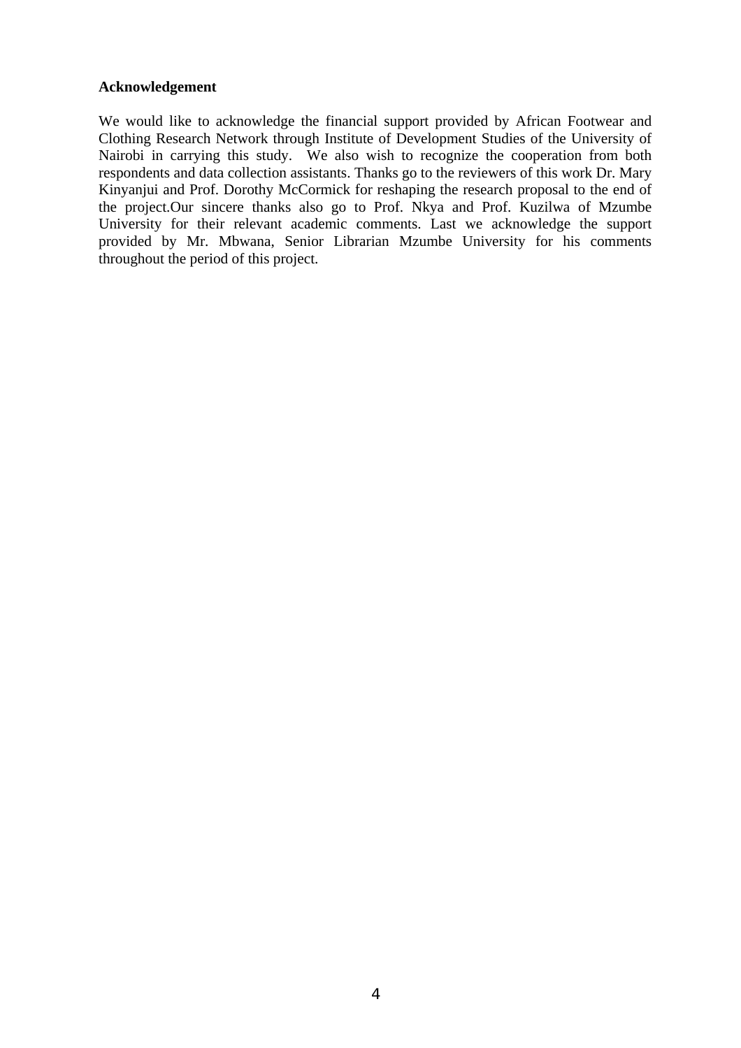**Acknowledgement**

We would like to acknowledge the financial support provided by African Footwear and Clothing Research Network through Institute of Development Studies of the University of Nairobi in carrying this study. We also wish to recognize the cooperation from both respondents and data collection assistants. Thanks go to the reviewers of this work Dr. Mary Kinyanjui and Prof. Dorothy McCormick for reshaping the research proposal to the end of the project.Our sincere thanks also go to Prof. Nkya and Prof. Kuzilwa of Mzumbe University for their relevant academic comments. Last we acknowledge the support provided by Mr. Mbwana, Senior Librarian Mzumbe University for his comments throughout the period of this project.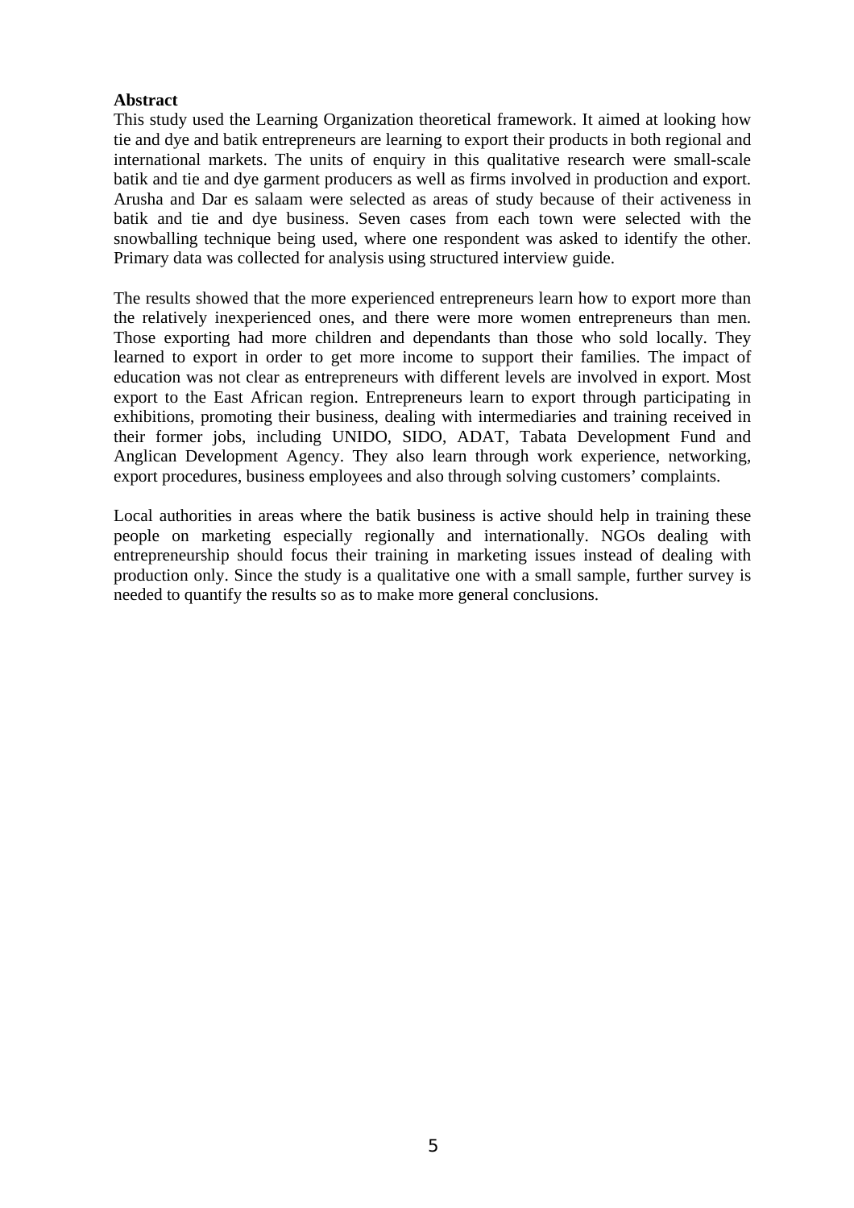**Abstract**

This study used the Learning Organization theoretical framework. It aimed at looking how tie and dye and batik entrepreneurs are learning to export their products in both regional and international markets. The units of enquiry in this qualitative research were small-scale batik and tie and dye garment producers as well as firms involved in production and export. Arusha and Dar es salaam were selected as areas of study because of their activeness in batik and tie and dye business. Seven cases from each town were selected with the snowballing technique being used, where one respondent was asked to identify the other. Primary data was collected for analysis using structured interview guide.

The results showed that the more experienced entrepreneurs learn how to export more than the relatively inexperienced ones, and there were more women entrepreneurs than men. Those exporting had more children and dependants than those who sold locally. They learned to export in order to get more income to support their families. The impact of education was not clear as entrepreneurs with different levels are involved in export. Most export to the East African region. Entrepreneurs learn to export through participating in exhibitions, promoting their business, dealing with intermediaries and training received in their former jobs, including UNIDO, SIDO, ADAT, Tabata Development Fund and Anglican Development Agency. They also learn through work experience, networking, export procedures, business employees and also through solving customers' complaints.

Local authorities in areas where the batik business is active should help in training these people on marketing especially regionally and internationally. NGOs dealing with entrepreneurship should focus their training in marketing issues instead of dealing with production only. Since the study is a qualitative one with a small sample, further survey is needed to quantify the results so as to make more general conclusions.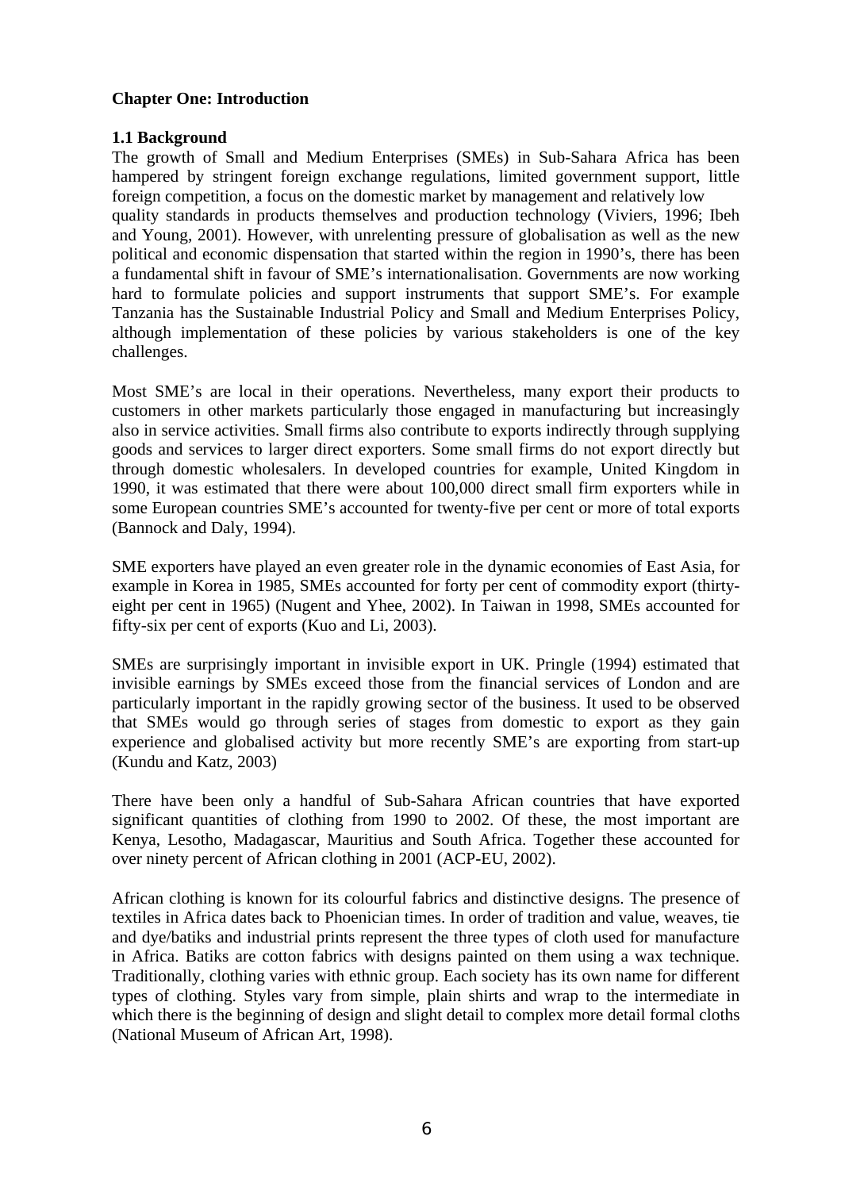**Chapter One: Introduction**

**1.1 Background**

The growth of Small and Medium Enterprises (SMEs) in Sub-Sahara Africa has been hampered by stringent foreign exchange regulations, limited government support, little foreign competition, a focus on the domestic market by management and relatively low quality standards in products themselves and production technology (Viviers, 1996; Ibeh and Young, 2001). However, with unrelenting pressure of globalisation as well as the new political and economic dispensation that started within the region in 1990's, there has been a fundamental shift in favour of SME's internationalisation. Governments are now working hard to formulate policies and support instruments that support SME's. For example Tanzania has the Sustainable Industrial Policy and Small and Medium Enterprises Policy, although implementation of these policies by various stakeholders is one of the key challenges.

Most SME's are local in their operations. Nevertheless, many export their products to customers in other markets particularly those engaged in manufacturing but increasingly also in service activities. Small firms also contribute to exports indirectly through supplying goods and services to larger direct exporters. Some small firms do not export directly but through domestic wholesalers. In developed countries for example, United Kingdom in 1990, it was estimated that there were about 100,000 direct small firm exporters while in some European countries SME's accounted for twenty-five per cent or more of total exports (Bannock and Daly, 1994).

SME exporters have played an even greater role in the dynamic economies of East Asia, for example in Korea in 1985, SMEs accounted for forty per cent of commodity export (thirty-eight per cent in 1965) (Nugent and Yhee, 2002). In Taiwan in 1998, SMEs accounted for fifty-six per cent of exports (Kuo and Li, 2003).

SMEs are surprisingly important in invisible export in UK. Pringle (1994) estimated that invisible earnings by SMEs exceed those from the financial services of London and are particularly important in the rapidly growing sector of the business. It used to be observed that SMEs would go through series of stages from domestic to export as they gain experience and globalised activity but more recently SME's are exporting from start-up (Kundu and Katz, 2003)

There have been only a handful of Sub-Sahara African countries that have exported significant quantities of clothing from 1990 to 2002. Of these, the most important are Kenya, Lesotho, Madagascar, Mauritius and South Africa. Together these accounted for over ninety percent of African clothing in 2001 (ACP-EU, 2002).

African clothing is known for its colourful fabrics and distinctive designs. The presence of textiles in Africa dates back to Phoenician times. In order of tradition and value, weaves, tie and dye/batiks and industrial prints represent the three types of cloth used for manufacture in Africa. Batiks are cotton fabrics with designs painted on them using a wax technique. Traditionally, clothing varies with ethnic group. Each society has its own name for different types of clothing. Styles vary from simple, plain shirts and wrap to the intermediate in which there is the beginning of design and slight detail to complex more detail formal cloths (National Museum of African Art, 1998).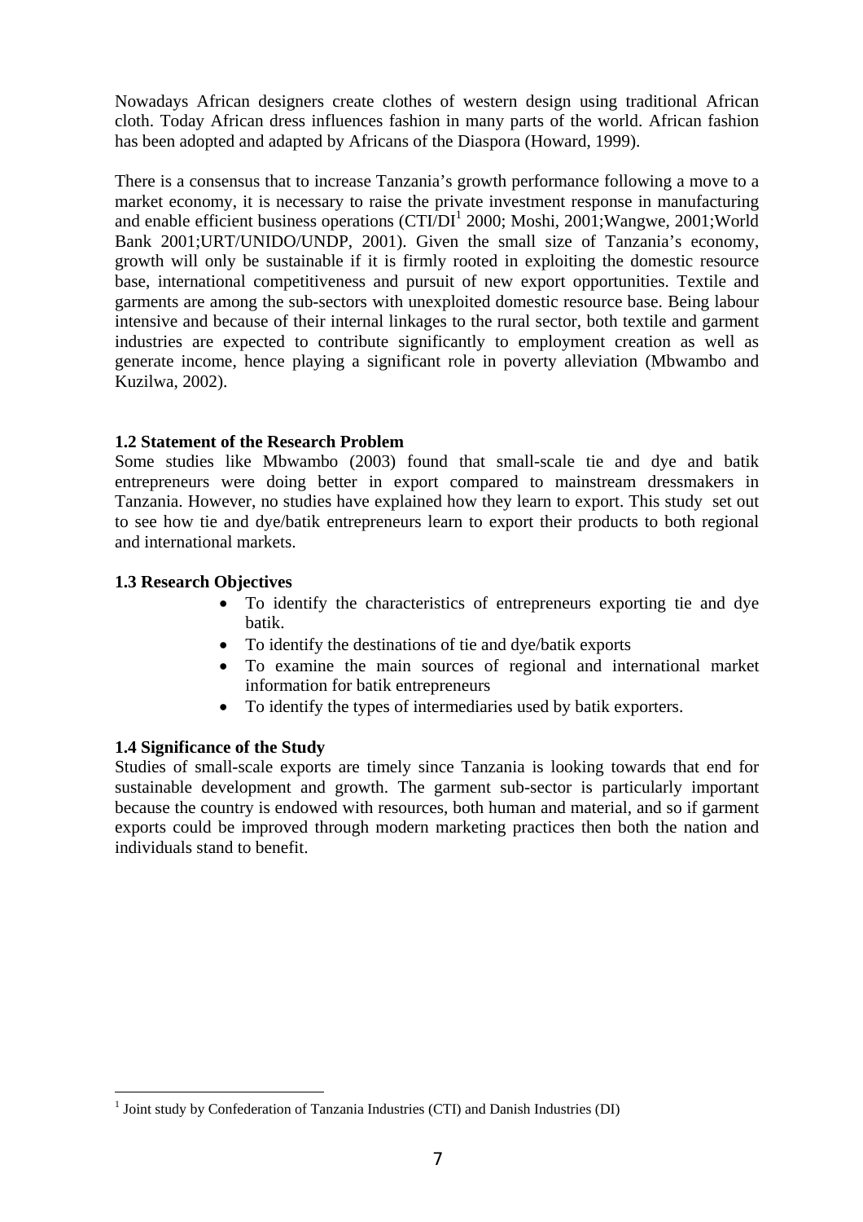Nowadays African designers create clothes of western design using traditional African cloth. Today African dress influences fashion in many parts of the world. African fashion has been adopted and adapted by Africans of the Diaspora (Howard, 1999).

There is a consensus that to increase Tanzania's growth performance following a move to a market economy, it is necessary to raise the private investment response in manufacturing and enable efficient business operations (CTI/DI[1] 2000; Moshi, 2001;Wangwe, 2001;World Bank 2001;URT/UNIDO/UNDP, 2001). Given the small size of Tanzania's economy, growth will only be sustainable if it is firmly rooted in exploiting the domestic resource base, international competitiveness and pursuit of new export opportunities. Textile and garments are among the sub-sectors with unexploited domestic resource base. Being labour intensive and because of their internal linkages to the rural sector, both textile and garment industries are expected to contribute significantly to employment creation as well as generate income, hence playing a significant role in poverty alleviation (Mbwambo and Kuzilwa, 2002).

### 1.2 Statement of the Research Problem

Some studies like Mbwambo (2003) found that small-scale tie and dye and batik entrepreneurs were doing better in export compared to mainstream dressmakers in Tanzania. However, no studies have explained how they learn to export. This study set out to see how tie and dye/batik entrepreneurs learn to export their products to both regional and international markets.

### 1.3 Research Objectives

- To identify the characteristics of entrepreneurs exporting tie and dye batik.
- To identify the destinations of tie and dye/batik exports
- To examine the main sources of regional and international market information for batik entrepreneurs
- To identify the types of intermediaries used by batik exporters.

### 1.4 Significance of the Study

Studies of small-scale exports are timely since Tanzania is looking towards that end for sustainable development and growth. The garment sub-sector is particularly important because the country is endowed with resources, both human and material, and so if garment exports could be improved through modern marketing practices then both the nation and individuals stand to benefit.

[1] Joint study by Confederation of Tanzania Industries (CTI) and Danish Industries (DI)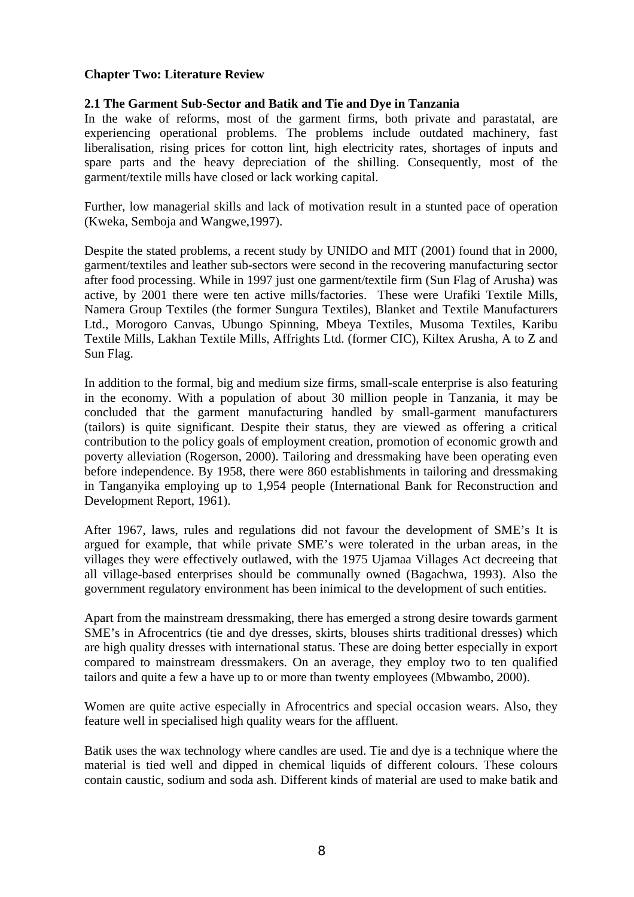**Chapter Two: Literature Review**

**2.1 The Garment Sub-Sector and Batik and Tie and Dye in Tanzania**

In the wake of reforms, most of the garment firms, both private and parastatal, are experiencing operational problems. The problems include outdated machinery, fast liberalisation, rising prices for cotton lint, high electricity rates, shortages of inputs and spare parts and the heavy depreciation of the shilling. Consequently, most of the garment/textile mills have closed or lack working capital.

Further, low managerial skills and lack of motivation result in a stunted pace of operation (Kweka, Semboja and Wangwe,1997).

Despite the stated problems, a recent study by UNIDO and MIT (2001) found that in 2000, garment/textiles and leather sub-sectors were second in the recovering manufacturing sector after food processing. While in 1997 just one garment/textile firm (Sun Flag of Arusha) was active, by 2001 there were ten active mills/factories. These were Urafiki Textile Mills, Namera Group Textiles (the former Sungura Textiles), Blanket and Textile Manufacturers Ltd., Morogoro Canvas, Ubungo Spinning, Mbeya Textiles, Musoma Textiles, Karibu Textile Mills, Lakhan Textile Mills, Affrights Ltd. (former CIC), Kiltex Arusha, A to Z and Sun Flag.

In addition to the formal, big and medium size firms, small-scale enterprise is also featuring in the economy. With a population of about 30 million people in Tanzania, it may be concluded that the garment manufacturing handled by small-garment manufacturers (tailors) is quite significant. Despite their status, they are viewed as offering a critical contribution to the policy goals of employment creation, promotion of economic growth and poverty alleviation (Rogerson, 2000). Tailoring and dressmaking have been operating even before independence. By 1958, there were 860 establishments in tailoring and dressmaking in Tanganyika employing up to 1,954 people (International Bank for Reconstruction and Development Report, 1961).

After 1967, laws, rules and regulations did not favour the development of SME's It is argued for example, that while private SME's were tolerated in the urban areas, in the villages they were effectively outlawed, with the 1975 Ujamaa Villages Act decreeing that all village-based enterprises should be communally owned (Bagachwa, 1993). Also the government regulatory environment has been inimical to the development of such entities.

Apart from the mainstream dressmaking, there has emerged a strong desire towards garment SME's in Afrocentrics (tie and dye dresses, skirts, blouses shirts traditional dresses) which are high quality dresses with international status. These are doing better especially in export compared to mainstream dressmakers. On an average, they employ two to ten qualified tailors and quite a few a have up to or more than twenty employees (Mbwambo, 2000).

Women are quite active especially in Afrocentrics and special occasion wears. Also, they feature well in specialised high quality wears for the affluent.

Batik uses the wax technology where candles are used. Tie and dye is a technique where the material is tied well and dipped in chemical liquids of different colours. These colours contain caustic, sodium and soda ash. Different kinds of material are used to make batik and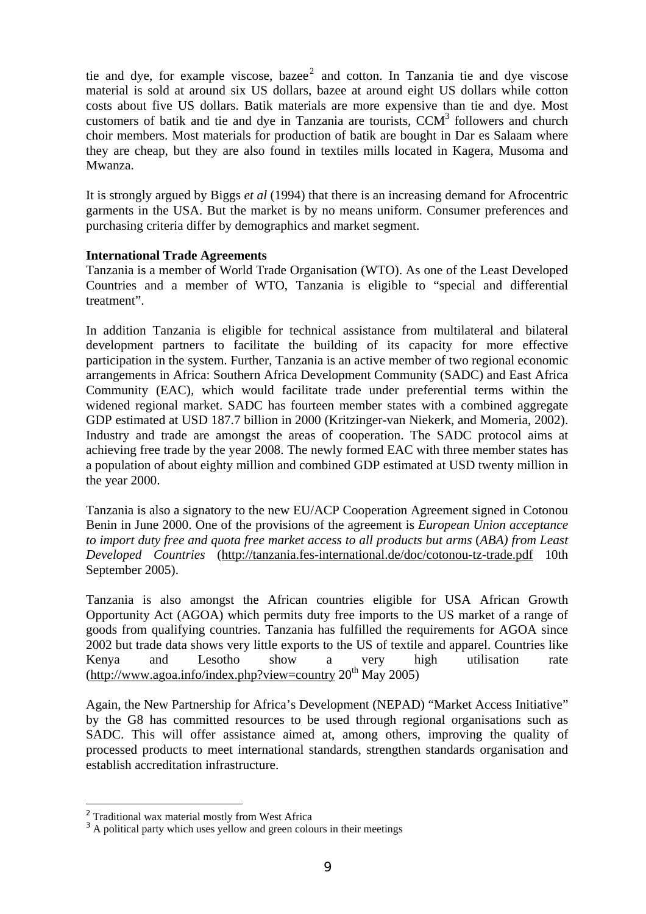tie and dye, for example viscose, bazee[2] and cotton. In Tanzania tie and dye viscose material is sold at around six US dollars, bazee at around eight US dollars while cotton costs about five US dollars. Batik materials are more expensive than tie and dye. Most customers of batik and tie and dye in Tanzania are tourists, CCM[3] followers and church choir members. Most materials for production of batik are bought in Dar es Salaam where they are cheap, but they are also found in textiles mills located in Kagera, Musoma and Mwanza.

It is strongly argued by Biggs *et al* (1994) that there is an increasing demand for Afrocentric garments in the USA. But the market is by no means uniform. Consumer preferences and purchasing criteria differ by demographics and market segment.

**International Trade Agreements**

Tanzania is a member of World Trade Organisation (WTO). As one of the Least Developed Countries and a member of WTO, Tanzania is eligible to "special and differential treatment".

In addition Tanzania is eligible for technical assistance from multilateral and bilateral development partners to facilitate the building of its capacity for more effective participation in the system. Further, Tanzania is an active member of two regional economic arrangements in Africa: Southern Africa Development Community (SADC) and East Africa Community (EAC), which would facilitate trade under preferential terms within the widened regional market. SADC has fourteen member states with a combined aggregate GDP estimated at USD 187.7 billion in 2000 (Kritzinger-van Niekerk, and Momeria, 2002). Industry and trade are amongst the areas of cooperation. The SADC protocol aims at achieving free trade by the year 2008. The newly formed EAC with three member states has a population of about eighty million and combined GDP estimated at USD twenty million in the year 2000.

Tanzania is also a signatory to the new EU/ACP Cooperation Agreement signed in Cotonou Benin in June 2000. One of the provisions of the agreement is *European Union acceptance to import duty free and quota free market access to all products but arms* (*ABA) from Least Developed Countries* (http://tanzania.fes-international.de/doc/cotonou-tz-trade.pdf 10th September 2005).

Tanzania is also amongst the African countries eligible for USA African Growth Opportunity Act (AGOA) which permits duty free imports to the US market of a range of goods from qualifying countries. Tanzania has fulfilled the requirements for AGOA since 2002 but trade data shows very little exports to the US of textile and apparel. Countries like Kenya and Lesotho show a very high utilisation rate (http://www.agoa.info/index.php?view=country 20th May 2005)

Again, the New Partnership for Africa's Development (NEPAD) "Market Access Initiative" by the G8 has committed resources to be used through regional organisations such as SADC. This will offer assistance aimed at, among others, improving the quality of processed products to meet international standards, strengthen standards organisation and establish accreditation infrastructure.

---

[2] Traditional wax material mostly from West Africa

[3] A political party which uses yellow and green colours in their meetings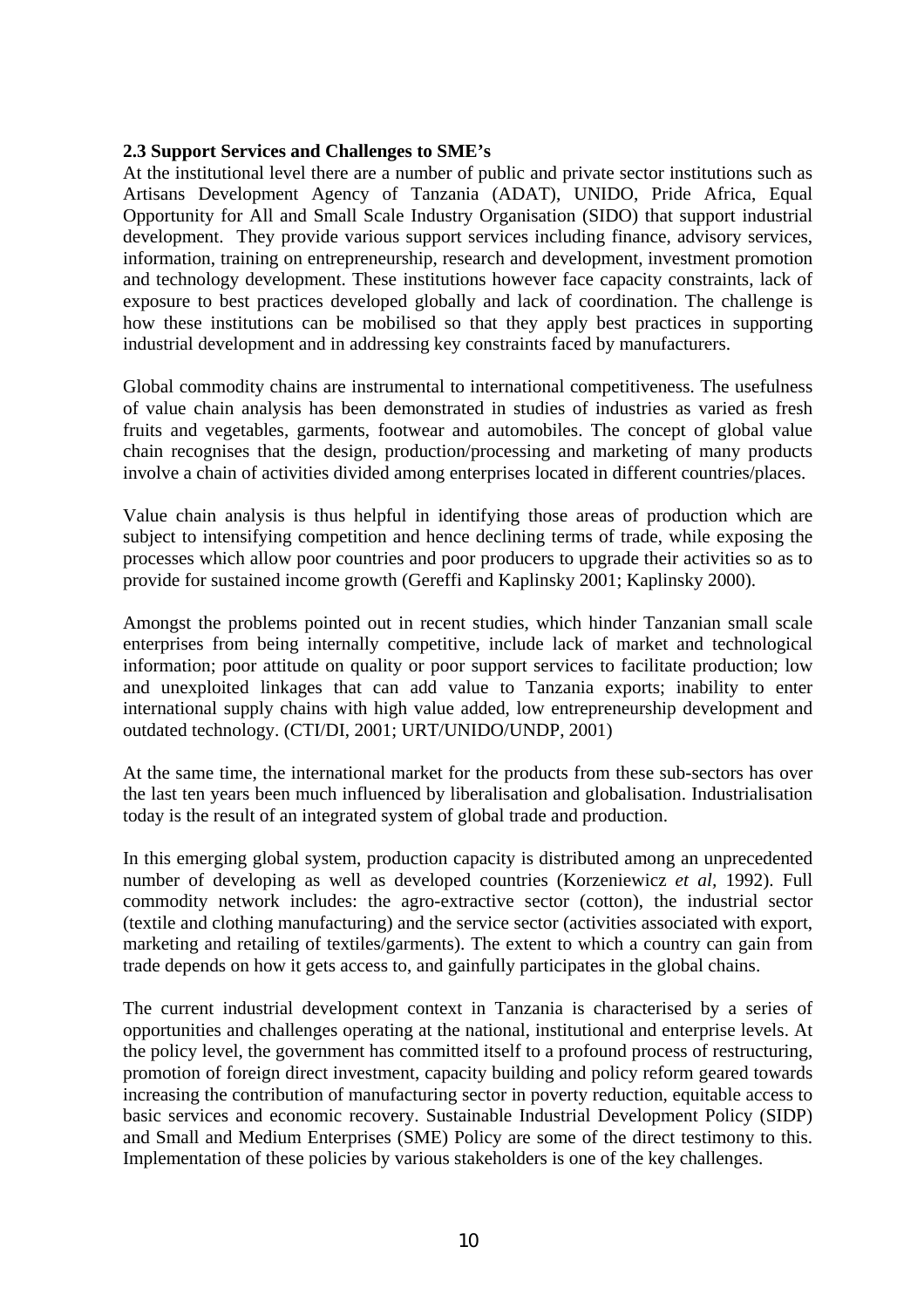### 2.3 Support Services and Challenges to SME's

At the institutional level there are a number of public and private sector institutions such as Artisans Development Agency of Tanzania (ADAT), UNIDO, Pride Africa, Equal Opportunity for All and Small Scale Industry Organisation (SIDO) that support industrial development. They provide various support services including finance, advisory services, information, training on entrepreneurship, research and development, investment promotion and technology development. These institutions however face capacity constraints, lack of exposure to best practices developed globally and lack of coordination. The challenge is how these institutions can be mobilised so that they apply best practices in supporting industrial development and in addressing key constraints faced by manufacturers.

Global commodity chains are instrumental to international competitiveness. The usefulness of value chain analysis has been demonstrated in studies of industries as varied as fresh fruits and vegetables, garments, footwear and automobiles. The concept of global value chain recognises that the design, production/processing and marketing of many products involve a chain of activities divided among enterprises located in different countries/places.

Value chain analysis is thus helpful in identifying those areas of production which are subject to intensifying competition and hence declining terms of trade, while exposing the processes which allow poor countries and poor producers to upgrade their activities so as to provide for sustained income growth (Gereffi and Kaplinsky 2001; Kaplinsky 2000).

Amongst the problems pointed out in recent studies, which hinder Tanzanian small scale enterprises from being internally competitive, include lack of market and technological information; poor attitude on quality or poor support services to facilitate production; low and unexploited linkages that can add value to Tanzania exports; inability to enter international supply chains with high value added, low entrepreneurship development and outdated technology. (CTI/DI, 2001; URT/UNIDO/UNDP, 2001)

At the same time, the international market for the products from these sub-sectors has over the last ten years been much influenced by liberalisation and globalisation. Industrialisation today is the result of an integrated system of global trade and production.

In this emerging global system, production capacity is distributed among an unprecedented number of developing as well as developed countries (Korzeniewicz *et al,* 1992). Full commodity network includes: the agro-extractive sector (cotton), the industrial sector (textile and clothing manufacturing) and the service sector (activities associated with export, marketing and retailing of textiles/garments). The extent to which a country can gain from trade depends on how it gets access to, and gainfully participates in the global chains.

The current industrial development context in Tanzania is characterised by a series of opportunities and challenges operating at the national, institutional and enterprise levels. At the policy level, the government has committed itself to a profound process of restructuring, promotion of foreign direct investment, capacity building and policy reform geared towards increasing the contribution of manufacturing sector in poverty reduction, equitable access to basic services and economic recovery. Sustainable Industrial Development Policy (SIDP) and Small and Medium Enterprises (SME) Policy are some of the direct testimony to this. Implementation of these policies by various stakeholders is one of the key challenges.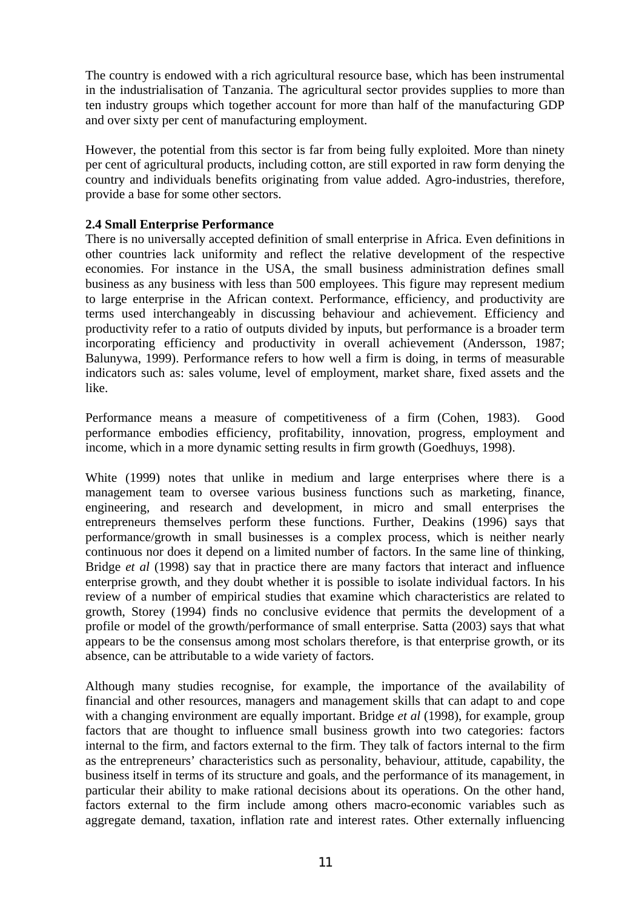The country is endowed with a rich agricultural resource base, which has been instrumental in the industrialisation of Tanzania. The agricultural sector provides supplies to more than ten industry groups which together account for more than half of the manufacturing GDP and over sixty per cent of manufacturing employment.

However, the potential from this sector is far from being fully exploited. More than ninety per cent of agricultural products, including cotton, are still exported in raw form denying the country and individuals benefits originating from value added. Agro-industries, therefore, provide a base for some other sectors.

### 2.4 Small Enterprise Performance

There is no universally accepted definition of small enterprise in Africa. Even definitions in other countries lack uniformity and reflect the relative development of the respective economies. For instance in the USA, the small business administration defines small business as any business with less than 500 employees. This figure may represent medium to large enterprise in the African context. Performance, efficiency, and productivity are terms used interchangeably in discussing behaviour and achievement. Efficiency and productivity refer to a ratio of outputs divided by inputs, but performance is a broader term incorporating efficiency and productivity in overall achievement (Andersson, 1987; Balunywa, 1999). Performance refers to how well a firm is doing, in terms of measurable indicators such as: sales volume, level of employment, market share, fixed assets and the like.

Performance means a measure of competitiveness of a firm (Cohen, 1983). Good performance embodies efficiency, profitability, innovation, progress, employment and income, which in a more dynamic setting results in firm growth (Goedhuys, 1998).

White (1999) notes that unlike in medium and large enterprises where there is a management team to oversee various business functions such as marketing, finance, engineering, and research and development, in micro and small enterprises the entrepreneurs themselves perform these functions. Further, Deakins (1996) says that performance/growth in small businesses is a complex process, which is neither nearly continuous nor does it depend on a limited number of factors. In the same line of thinking, Bridge *et al* (1998) say that in practice there are many factors that interact and influence enterprise growth, and they doubt whether it is possible to isolate individual factors. In his review of a number of empirical studies that examine which characteristics are related to growth, Storey (1994) finds no conclusive evidence that permits the development of a profile or model of the growth/performance of small enterprise. Satta (2003) says that what appears to be the consensus among most scholars therefore, is that enterprise growth, or its absence, can be attributable to a wide variety of factors.

Although many studies recognise, for example, the importance of the availability of financial and other resources, managers and management skills that can adapt to and cope with a changing environment are equally important. Bridge *et al* (1998), for example, group factors that are thought to influence small business growth into two categories: factors internal to the firm, and factors external to the firm. They talk of factors internal to the firm as the entrepreneurs' characteristics such as personality, behaviour, attitude, capability, the business itself in terms of its structure and goals, and the performance of its management, in particular their ability to make rational decisions about its operations. On the other hand, factors external to the firm include among others macro-economic variables such as aggregate demand, taxation, inflation rate and interest rates. Other externally influencing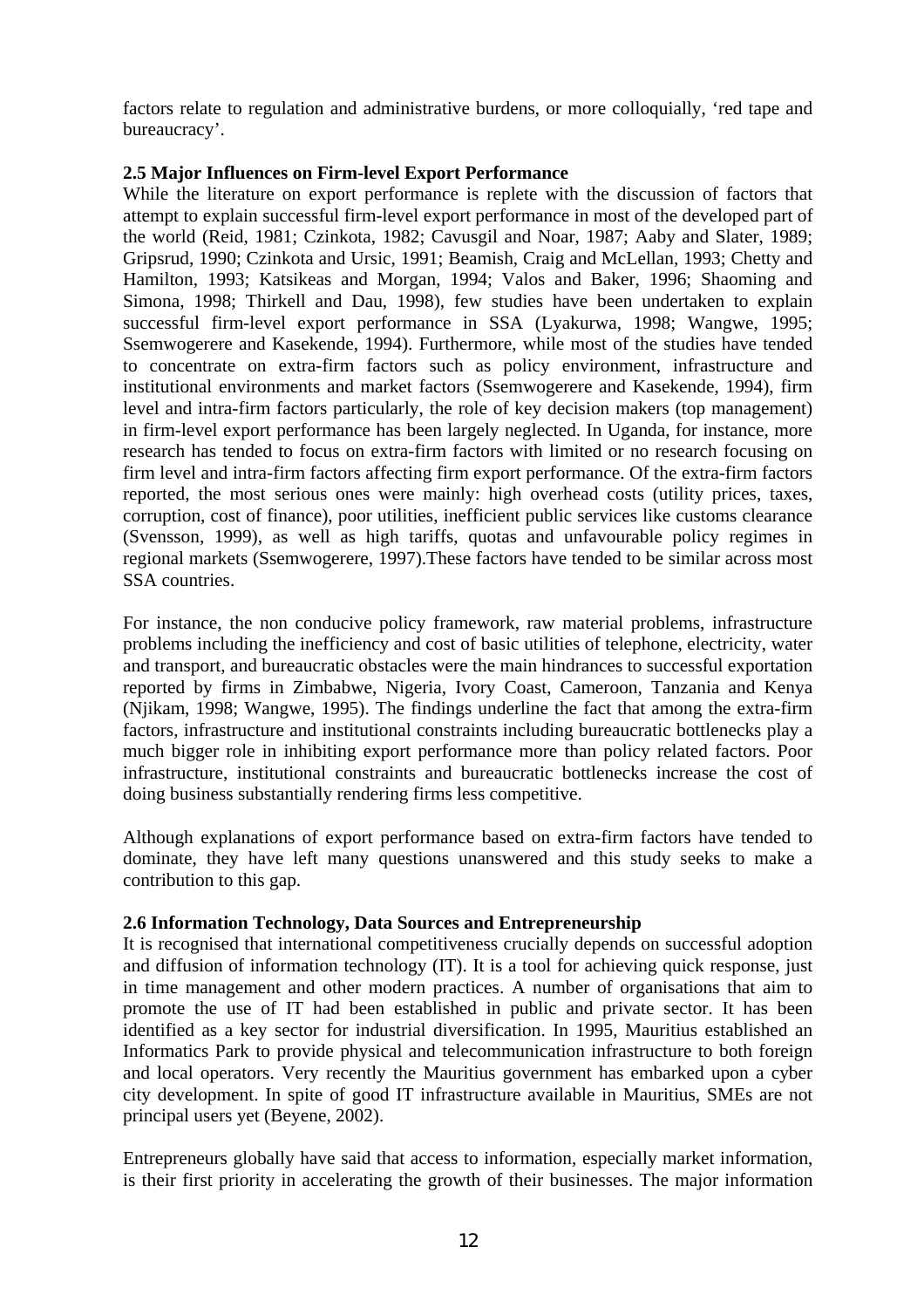factors relate to regulation and administrative burdens, or more colloquially, 'red tape and bureaucracy'.

### 2.5 Major Influences on Firm-level Export Performance

While the literature on export performance is replete with the discussion of factors that attempt to explain successful firm-level export performance in most of the developed part of the world (Reid, 1981; Czinkota, 1982; Cavusgil and Noar, 1987; Aaby and Slater, 1989; Gripsrud, 1990; Czinkota and Ursic, 1991; Beamish, Craig and McLellan, 1993; Chetty and Hamilton, 1993; Katsikeas and Morgan, 1994; Valos and Baker, 1996; Shaoming and Simona, 1998; Thirkell and Dau, 1998), few studies have been undertaken to explain successful firm-level export performance in SSA (Lyakurwa, 1998; Wangwe, 1995; Ssemwogerere and Kasekende, 1994). Furthermore, while most of the studies have tended to concentrate on extra-firm factors such as policy environment, infrastructure and institutional environments and market factors (Ssemwogerere and Kasekende, 1994), firm level and intra-firm factors particularly, the role of key decision makers (top management) in firm-level export performance has been largely neglected. In Uganda, for instance, more research has tended to focus on extra-firm factors with limited or no research focusing on firm level and intra-firm factors affecting firm export performance. Of the extra-firm factors reported, the most serious ones were mainly: high overhead costs (utility prices, taxes, corruption, cost of finance), poor utilities, inefficient public services like customs clearance (Svensson, 1999), as well as high tariffs, quotas and unfavourable policy regimes in regional markets (Ssemwogerere, 1997).These factors have tended to be similar across most SSA countries.

For instance, the non conducive policy framework, raw material problems, infrastructure problems including the inefficiency and cost of basic utilities of telephone, electricity, water and transport, and bureaucratic obstacles were the main hindrances to successful exportation reported by firms in Zimbabwe, Nigeria, Ivory Coast, Cameroon, Tanzania and Kenya (Njikam, 1998; Wangwe, 1995). The findings underline the fact that among the extra-firm factors, infrastructure and institutional constraints including bureaucratic bottlenecks play a much bigger role in inhibiting export performance more than policy related factors. Poor infrastructure, institutional constraints and bureaucratic bottlenecks increase the cost of doing business substantially rendering firms less competitive.

Although explanations of export performance based on extra-firm factors have tended to dominate, they have left many questions unanswered and this study seeks to make a contribution to this gap.

### 2.6 Information Technology, Data Sources and Entrepreneurship

It is recognised that international competitiveness crucially depends on successful adoption and diffusion of information technology (IT). It is a tool for achieving quick response, just in time management and other modern practices. A number of organisations that aim to promote the use of IT had been established in public and private sector. It has been identified as a key sector for industrial diversification. In 1995, Mauritius established an Informatics Park to provide physical and telecommunication infrastructure to both foreign and local operators. Very recently the Mauritius government has embarked upon a cyber city development. In spite of good IT infrastructure available in Mauritius, SMEs are not principal users yet (Beyene, 2002).

Entrepreneurs globally have said that access to information, especially market information, is their first priority in accelerating the growth of their businesses. The major information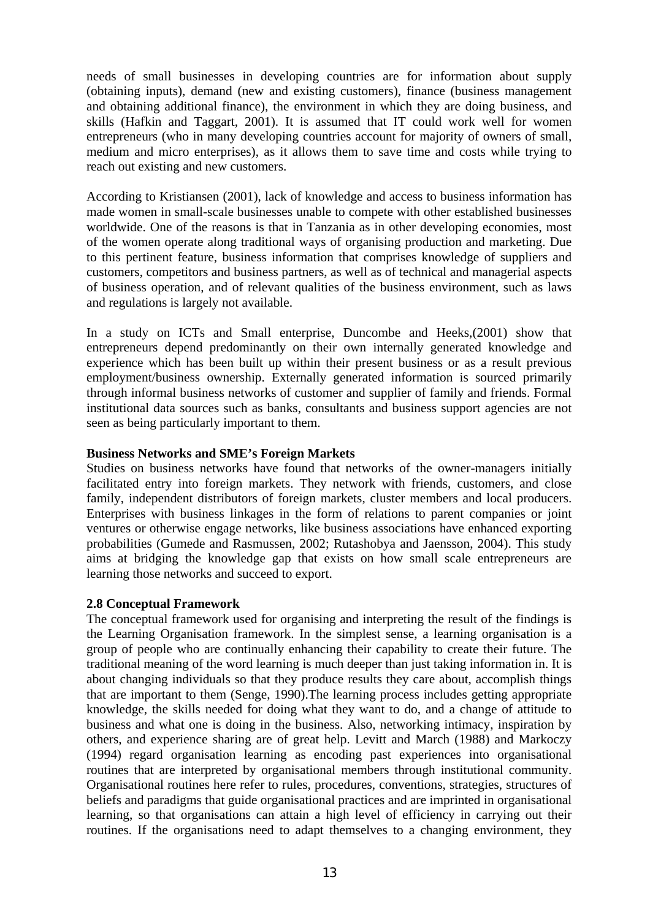needs of small businesses in developing countries are for information about supply (obtaining inputs), demand (new and existing customers), finance (business management and obtaining additional finance), the environment in which they are doing business, and skills (Hafkin and Taggart, 2001). It is assumed that IT could work well for women entrepreneurs (who in many developing countries account for majority of owners of small, medium and micro enterprises), as it allows them to save time and costs while trying to reach out existing and new customers.

According to Kristiansen (2001), lack of knowledge and access to business information has made women in small-scale businesses unable to compete with other established businesses worldwide. One of the reasons is that in Tanzania as in other developing economies, most of the women operate along traditional ways of organising production and marketing. Due to this pertinent feature, business information that comprises knowledge of suppliers and customers, competitors and business partners, as well as of technical and managerial aspects of business operation, and of relevant qualities of the business environment, such as laws and regulations is largely not available.

In a study on ICTs and Small enterprise, Duncombe and Heeks,(2001) show that entrepreneurs depend predominantly on their own internally generated knowledge and experience which has been built up within their present business or as a result previous employment/business ownership. Externally generated information is sourced primarily through informal business networks of customer and supplier of family and friends. Formal institutional data sources such as banks, consultants and business support agencies are not seen as being particularly important to them.

**Business Networks and SME's Foreign Markets**

Studies on business networks have found that networks of the owner-managers initially facilitated entry into foreign markets. They network with friends, customers, and close family, independent distributors of foreign markets, cluster members and local producers. Enterprises with business linkages in the form of relations to parent companies or joint ventures or otherwise engage networks, like business associations have enhanced exporting probabilities (Gumede and Rasmussen, 2002; Rutashobya and Jaensson, 2004). This study aims at bridging the knowledge gap that exists on how small scale entrepreneurs are learning those networks and succeed to export.

### 2.8 Conceptual Framework

The conceptual framework used for organising and interpreting the result of the findings is the Learning Organisation framework. In the simplest sense, a learning organisation is a group of people who are continually enhancing their capability to create their future. The traditional meaning of the word learning is much deeper than just taking information in. It is about changing individuals so that they produce results they care about, accomplish things that are important to them (Senge, 1990).The learning process includes getting appropriate knowledge, the skills needed for doing what they want to do, and a change of attitude to business and what one is doing in the business. Also, networking intimacy, inspiration by others, and experience sharing are of great help. Levitt and March (1988) and Markoczy (1994) regard organisation learning as encoding past experiences into organisational routines that are interpreted by organisational members through institutional community. Organisational routines here refer to rules, procedures, conventions, strategies, structures of beliefs and paradigms that guide organisational practices and are imprinted in organisational learning, so that organisations can attain a high level of efficiency in carrying out their routines. If the organisations need to adapt themselves to a changing environment, they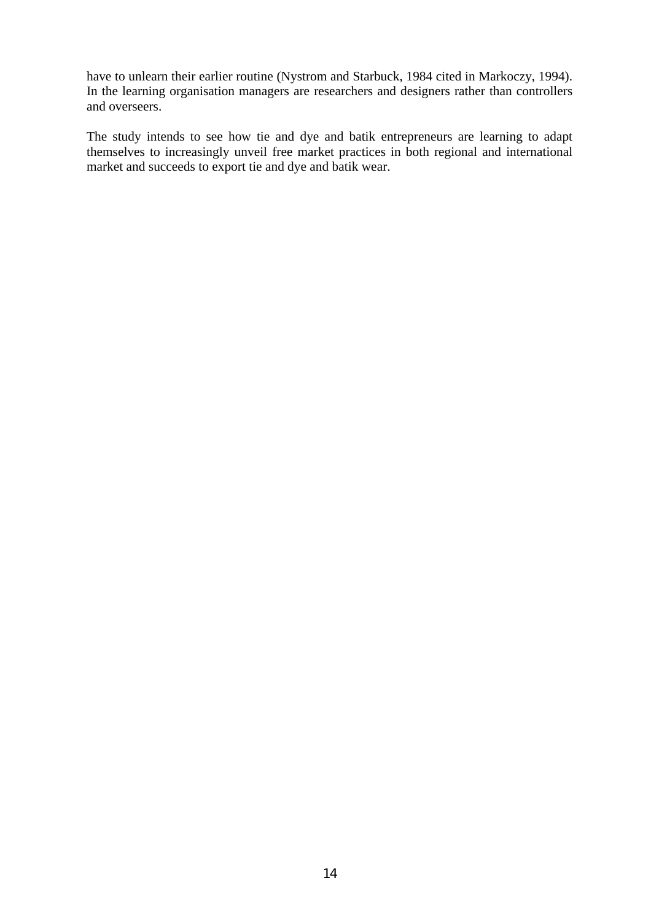have to unlearn their earlier routine (Nystrom and Starbuck, 1984 cited in Markoczy, 1994). In the learning organisation managers are researchers and designers rather than controllers and overseers.

The study intends to see how tie and dye and batik entrepreneurs are learning to adapt themselves to increasingly unveil free market practices in both regional and international market and succeeds to export tie and dye and batik wear.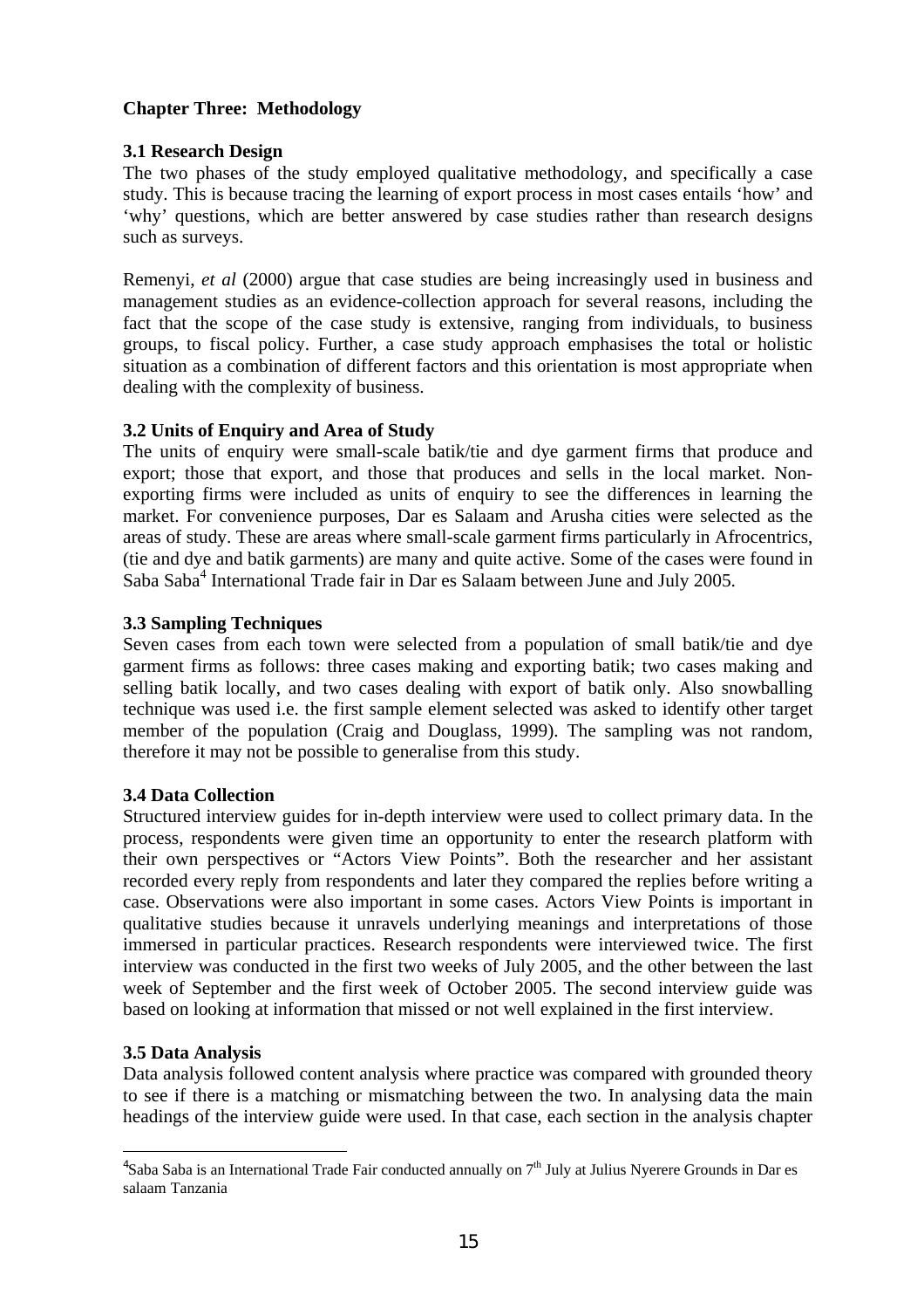## Chapter Three: Methodology

### 3.1 Research Design

The two phases of the study employed qualitative methodology, and specifically a case study. This is because tracing the learning of export process in most cases entails 'how' and 'why' questions, which are better answered by case studies rather than research designs such as surveys.

Remenyi, *et al* (2000) argue that case studies are being increasingly used in business and management studies as an evidence-collection approach for several reasons, including the fact that the scope of the case study is extensive, ranging from individuals, to business groups, to fiscal policy. Further, a case study approach emphasises the total or holistic situation as a combination of different factors and this orientation is most appropriate when dealing with the complexity of business.

### 3.2 Units of Enquiry and Area of Study

The units of enquiry were small-scale batik/tie and dye garment firms that produce and export; those that export, and those that produces and sells in the local market. Non-exporting firms were included as units of enquiry to see the differences in learning the market. For convenience purposes, Dar es Salaam and Arusha cities were selected as the areas of study. These are areas where small-scale garment firms particularly in Afrocentrics, (tie and dye and batik garments) are many and quite active. Some of the cases were found in Saba Saba[4] International Trade fair in Dar es Salaam between June and July 2005.

### 3.3 Sampling Techniques

Seven cases from each town were selected from a population of small batik/tie and dye garment firms as follows: three cases making and exporting batik; two cases making and selling batik locally, and two cases dealing with export of batik only. Also snowballing technique was used i.e. the first sample element selected was asked to identify other target member of the population (Craig and Douglass, 1999). The sampling was not random, therefore it may not be possible to generalise from this study.

### 3.4 Data Collection

Structured interview guides for in-depth interview were used to collect primary data. In the process, respondents were given time an opportunity to enter the research platform with their own perspectives or "Actors View Points". Both the researcher and her assistant recorded every reply from respondents and later they compared the replies before writing a case. Observations were also important in some cases. Actors View Points is important in qualitative studies because it unravels underlying meanings and interpretations of those immersed in particular practices. Research respondents were interviewed twice. The first interview was conducted in the first two weeks of July 2005, and the other between the last week of September and the first week of October 2005. The second interview guide was based on looking at information that missed or not well explained in the first interview.

### 3.5 Data Analysis

Data analysis followed content analysis where practice was compared with grounded theory to see if there is a matching or mismatching between the two. In analysing data the main headings of the interview guide were used. In that case, each section in the analysis chapter

---

[4] Saba Saba is an International Trade Fair conducted annually on 7th July at Julius Nyerere Grounds in Dar es salaam Tanzania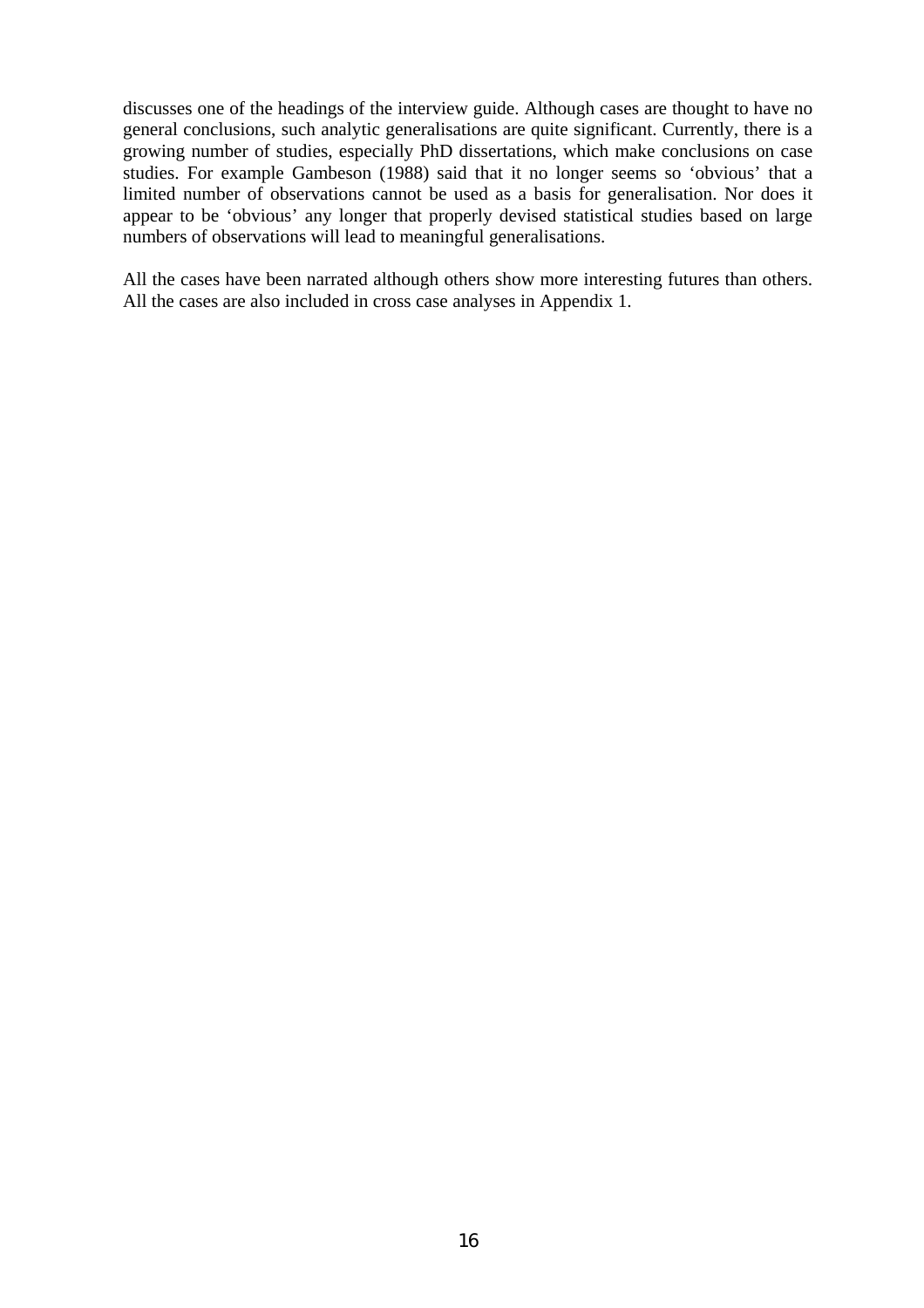discusses one of the headings of the interview guide. Although cases are thought to have no general conclusions, such analytic generalisations are quite significant. Currently, there is a growing number of studies, especially PhD dissertations, which make conclusions on case studies. For example Gambeson (1988) said that it no longer seems so 'obvious' that a limited number of observations cannot be used as a basis for generalisation. Nor does it appear to be 'obvious' any longer that properly devised statistical studies based on large numbers of observations will lead to meaningful generalisations.

All the cases have been narrated although others show more interesting futures than others. All the cases are also included in cross case analyses in Appendix 1.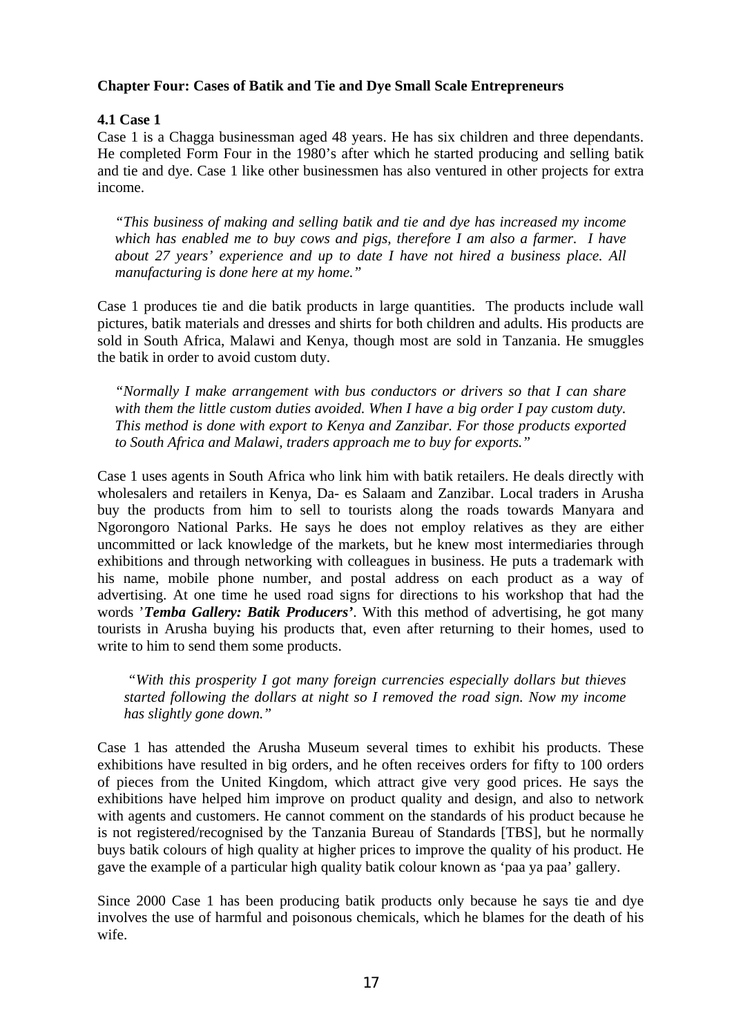## Chapter Four: Cases of Batik and Tie and Dye Small Scale Entrepreneurs

### 4.1 Case 1

Case 1 is a Chagga businessman aged 48 years. He has six children and three dependants. He completed Form Four in the 1980's after which he started producing and selling batik and tie and dye. Case 1 like other businessmen has also ventured in other projects for extra income.

> *"This business of making and selling batik and tie and dye has increased my income which has enabled me to buy cows and pigs, therefore I am also a farmer. I have about 27 years' experience and up to date I have not hired a business place. All manufacturing is done here at my home."*

Case 1 produces tie and die batik products in large quantities. The products include wall pictures, batik materials and dresses and shirts for both children and adults. His products are sold in South Africa, Malawi and Kenya, though most are sold in Tanzania. He smuggles the batik in order to avoid custom duty.

> *"Normally I make arrangement with bus conductors or drivers so that I can share with them the little custom duties avoided. When I have a big order I pay custom duty. This method is done with export to Kenya and Zanzibar. For those products exported to South Africa and Malawi, traders approach me to buy for exports."*

Case 1 uses agents in South Africa who link him with batik retailers. He deals directly with wholesalers and retailers in Kenya, Da- es Salaam and Zanzibar. Local traders in Arusha buy the products from him to sell to tourists along the roads towards Manyara and Ngorongoro National Parks. He says he does not employ relatives as they are either uncommitted or lack knowledge of the markets, but he knew most intermediaries through exhibitions and through networking with colleagues in business. He puts a trademark with his name, mobile phone number, and postal address on each product as a way of advertising. At one time he used road signs for directions to his workshop that had the words '***Temba Gallery: Batik Producers'***. With this method of advertising, he got many tourists in Arusha buying his products that, even after returning to their homes, used to write to him to send them some products.

> *"With this prosperity I got many foreign currencies especially dollars but thieves started following the dollars at night so I removed the road sign. Now my income has slightly gone down."*

Case 1 has attended the Arusha Museum several times to exhibit his products. These exhibitions have resulted in big orders, and he often receives orders for fifty to 100 orders of pieces from the United Kingdom, which attract give very good prices. He says the exhibitions have helped him improve on product quality and design, and also to network with agents and customers. He cannot comment on the standards of his product because he is not registered/recognised by the Tanzania Bureau of Standards [TBS], but he normally buys batik colours of high quality at higher prices to improve the quality of his product. He gave the example of a particular high quality batik colour known as 'paa ya paa' gallery.

Since 2000 Case 1 has been producing batik products only because he says tie and dye involves the use of harmful and poisonous chemicals, which he blames for the death of his wife.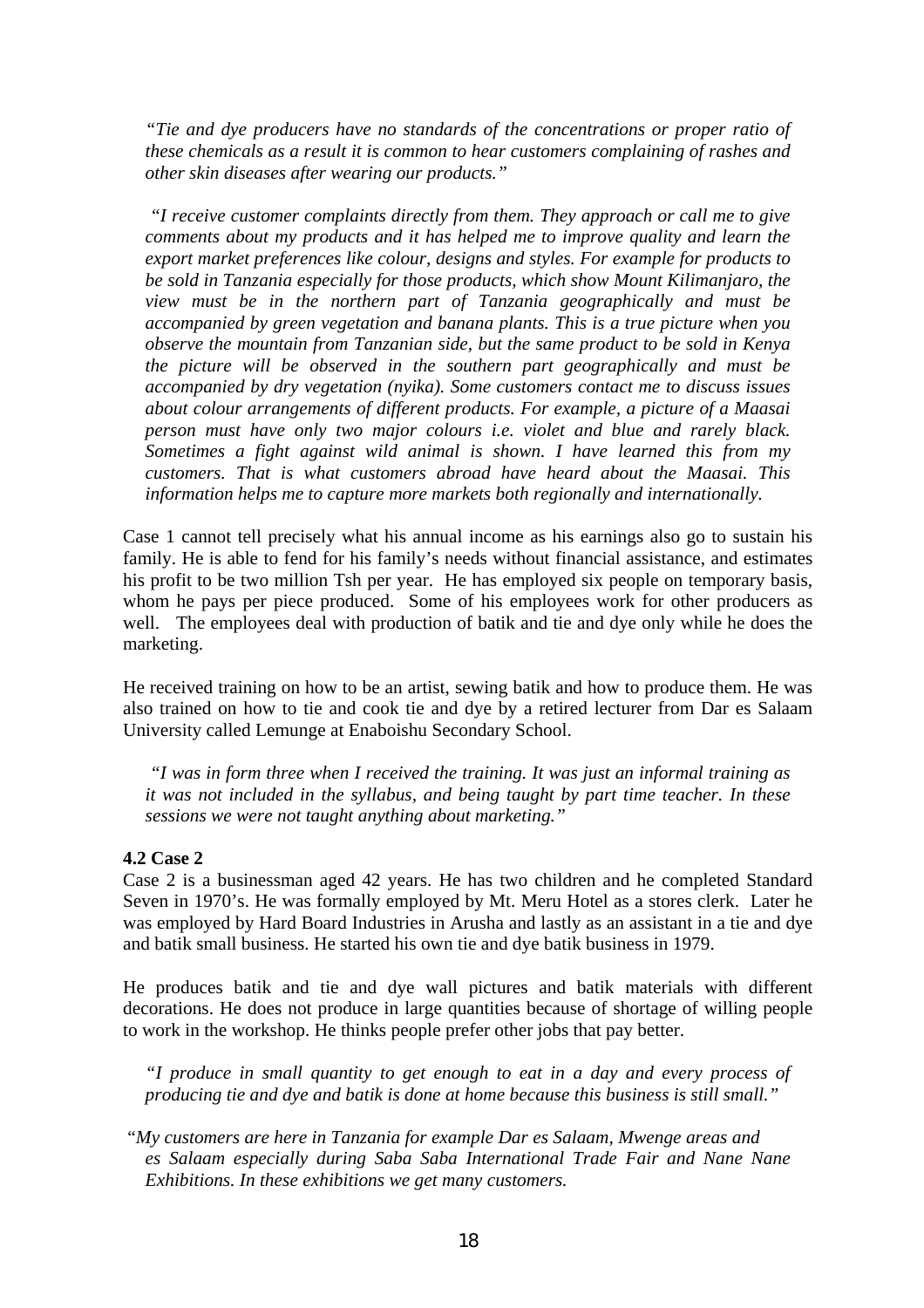*"Tie and dye producers have no standards of the concentrations or proper ratio of these chemicals as a result it is common to hear customers complaining of rashes and other skin diseases after wearing our products."*

*"I receive customer complaints directly from them. They approach or call me to give comments about my products and it has helped me to improve quality and learn the export market preferences like colour, designs and styles. For example for products to be sold in Tanzania especially for those products, which show Mount Kilimanjaro, the view must be in the northern part of Tanzania geographically and must be accompanied by green vegetation and banana plants. This is a true picture when you observe the mountain from Tanzanian side, but the same product to be sold in Kenya the picture will be observed in the southern part geographically and must be accompanied by dry vegetation (nyika). Some customers contact me to discuss issues about colour arrangements of different products. For example, a picture of a Maasai person must have only two major colours i.e. violet and blue and rarely black. Sometimes a fight against wild animal is shown. I have learned this from my customers. That is what customers abroad have heard about the Maasai. This information helps me to capture more markets both regionally and internationally.*

Case 1 cannot tell precisely what his annual income as his earnings also go to sustain his family. He is able to fend for his family's needs without financial assistance, and estimates his profit to be two million Tsh per year. He has employed six people on temporary basis, whom he pays per piece produced. Some of his employees work for other producers as well. The employees deal with production of batik and tie and dye only while he does the marketing.

He received training on how to be an artist, sewing batik and how to produce them. He was also trained on how to tie and cook tie and dye by a retired lecturer from Dar es Salaam University called Lemunge at Enaboishu Secondary School.

*"I was in form three when I received the training. It was just an informal training as it was not included in the syllabus, and being taught by part time teacher. In these sessions we were not taught anything about marketing."*

**4.2 Case 2**

Case 2 is a businessman aged 42 years. He has two children and he completed Standard Seven in 1970's. He was formally employed by Mt. Meru Hotel as a stores clerk. Later he was employed by Hard Board Industries in Arusha and lastly as an assistant in a tie and dye and batik small business. He started his own tie and dye batik business in 1979.

He produces batik and tie and dye wall pictures and batik materials with different decorations. He does not produce in large quantities because of shortage of willing people to work in the workshop. He thinks people prefer other jobs that pay better.

*"I produce in small quantity to get enough to eat in a day and every process of producing tie and dye and batik is done at home because this business is still small."*

*"My customers are here in Tanzania for example Dar es Salaam, Mwenge areas and es Salaam especially during Saba Saba International Trade Fair and Nane Nane Exhibitions. In these exhibitions we get many customers.*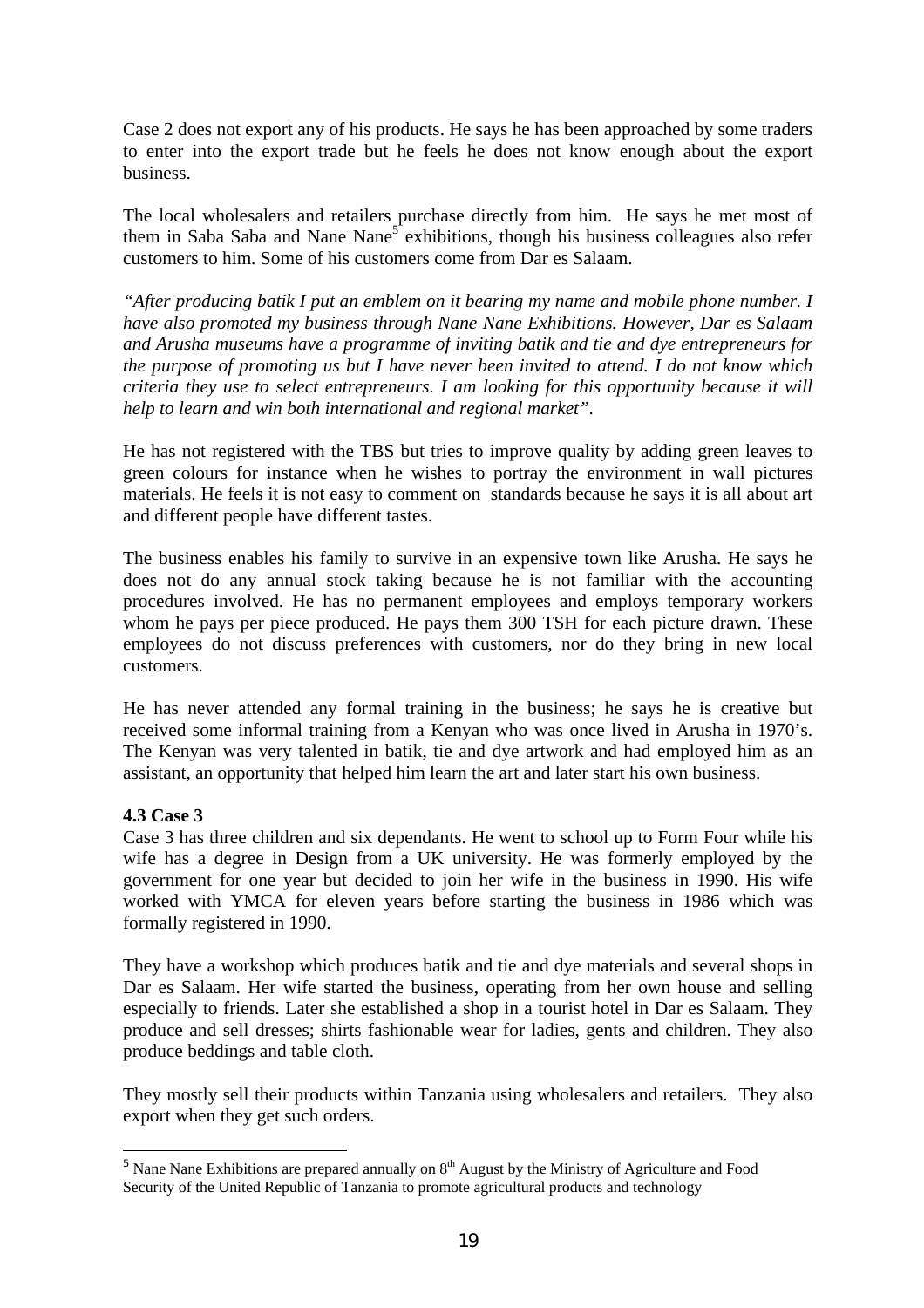Case 2 does not export any of his products. He says he has been approached by some traders to enter into the export trade but he feels he does not know enough about the export business.

The local wholesalers and retailers purchase directly from him. He says he met most of them in Saba Saba and Nane Nane[5] exhibitions, though his business colleagues also refer customers to him. Some of his customers come from Dar es Salaam.

*"After producing batik I put an emblem on it bearing my name and mobile phone number. I have also promoted my business through Nane Nane Exhibitions. However, Dar es Salaam and Arusha museums have a programme of inviting batik and tie and dye entrepreneurs for the purpose of promoting us but I have never been invited to attend. I do not know which criteria they use to select entrepreneurs. I am looking for this opportunity because it will help to learn and win both international and regional market".*

He has not registered with the TBS but tries to improve quality by adding green leaves to green colours for instance when he wishes to portray the environment in wall pictures materials. He feels it is not easy to comment on standards because he says it is all about art and different people have different tastes.

The business enables his family to survive in an expensive town like Arusha. He says he does not do any annual stock taking because he is not familiar with the accounting procedures involved. He has no permanent employees and employs temporary workers whom he pays per piece produced. He pays them 300 TSH for each picture drawn. These employees do not discuss preferences with customers, nor do they bring in new local customers.

He has never attended any formal training in the business; he says he is creative but received some informal training from a Kenyan who was once lived in Arusha in 1970's. The Kenyan was very talented in batik, tie and dye artwork and had employed him as an assistant, an opportunity that helped him learn the art and later start his own business.

### 4.3 Case 3

Case 3 has three children and six dependants. He went to school up to Form Four while his wife has a degree in Design from a UK university. He was formerly employed by the government for one year but decided to join her wife in the business in 1990. His wife worked with YMCA for eleven years before starting the business in 1986 which was formally registered in 1990.

They have a workshop which produces batik and tie and dye materials and several shops in Dar es Salaam. Her wife started the business, operating from her own house and selling especially to friends. Later she established a shop in a tourist hotel in Dar es Salaam. They produce and sell dresses; shirts fashionable wear for ladies, gents and children. They also produce beddings and table cloth.

They mostly sell their products within Tanzania using wholesalers and retailers. They also export when they get such orders.

[5] Nane Nane Exhibitions are prepared annually on 8th August by the Ministry of Agriculture and Food Security of the United Republic of Tanzania to promote agricultural products and technology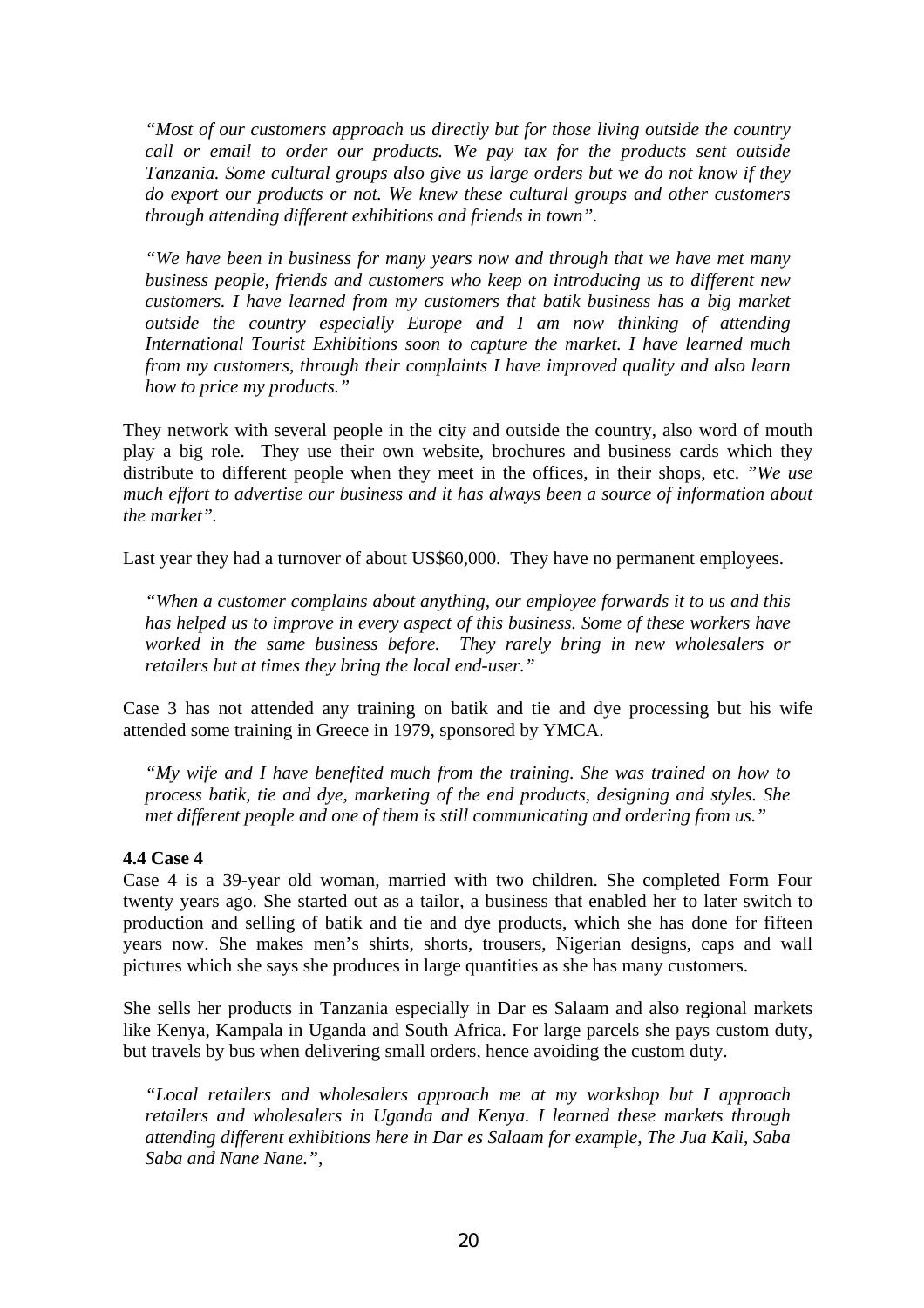*"Most of our customers approach us directly but for those living outside the country call or email to order our products. We pay tax for the products sent outside Tanzania. Some cultural groups also give us large orders but we do not know if they do export our products or not. We knew these cultural groups and other customers through attending different exhibitions and friends in town".*

*"We have been in business for many years now and through that we have met many business people, friends and customers who keep on introducing us to different new customers. I have learned from my customers that batik business has a big market outside the country especially Europe and I am now thinking of attending International Tourist Exhibitions soon to capture the market. I have learned much from my customers, through their complaints I have improved quality and also learn how to price my products."*

They network with several people in the city and outside the country, also word of mouth play a big role. They use their own website, brochures and business cards which they distribute to different people when they meet in the offices, in their shops, etc. *"We use much effort to advertise our business and it has always been a source of information about the market".*

Last year they had a turnover of about US$60,000. They have no permanent employees.

*"When a customer complains about anything, our employee forwards it to us and this has helped us to improve in every aspect of this business. Some of these workers have worked in the same business before. They rarely bring in new wholesalers or retailers but at times they bring the local end-user."*

Case 3 has not attended any training on batik and tie and dye processing but his wife attended some training in Greece in 1979, sponsored by YMCA.

*"My wife and I have benefited much from the training. She was trained on how to process batik, tie and dye, marketing of the end products, designing and styles. She met different people and one of them is still communicating and ordering from us."*

### 4.4 Case 4

Case 4 is a 39-year old woman, married with two children. She completed Form Four twenty years ago. She started out as a tailor, a business that enabled her to later switch to production and selling of batik and tie and dye products, which she has done for fifteen years now. She makes men's shirts, shorts, trousers, Nigerian designs, caps and wall pictures which she says she produces in large quantities as she has many customers.

She sells her products in Tanzania especially in Dar es Salaam and also regional markets like Kenya, Kampala in Uganda and South Africa. For large parcels she pays custom duty, but travels by bus when delivering small orders, hence avoiding the custom duty.

*"Local retailers and wholesalers approach me at my workshop but I approach retailers and wholesalers in Uganda and Kenya. I learned these markets through attending different exhibitions here in Dar es Salaam for example, The Jua Kali, Saba Saba and Nane Nane.",*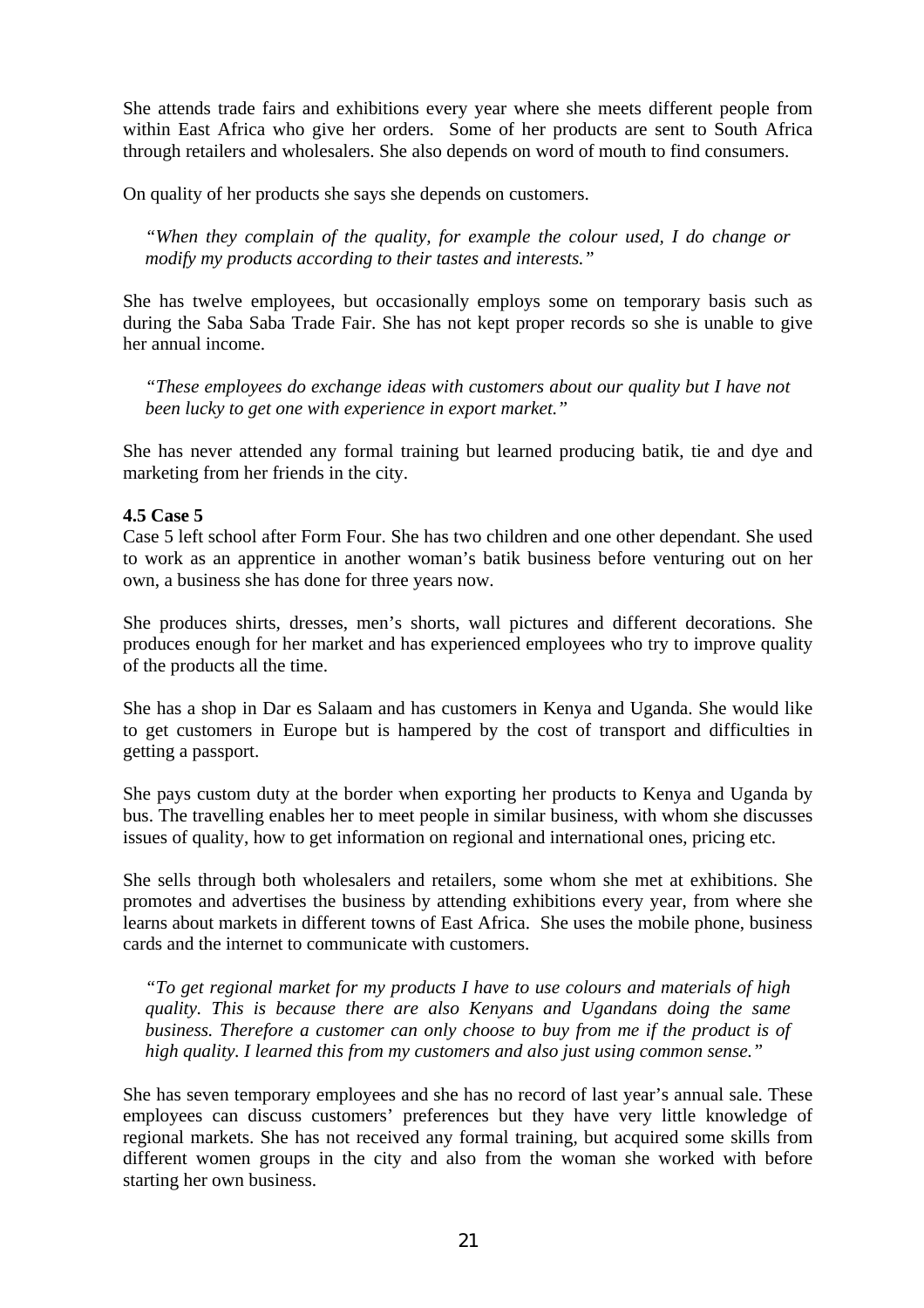She attends trade fairs and exhibitions every year where she meets different people from within East Africa who give her orders. Some of her products are sent to South Africa through retailers and wholesalers. She also depends on word of mouth to find consumers.

On quality of her products she says she depends on customers.

> *"When they complain of the quality, for example the colour used, I do change or modify my products according to their tastes and interests."*

She has twelve employees, but occasionally employs some on temporary basis such as during the Saba Saba Trade Fair. She has not kept proper records so she is unable to give her annual income.

> *"These employees do exchange ideas with customers about our quality but I have not been lucky to get one with experience in export market."*

She has never attended any formal training but learned producing batik, tie and dye and marketing from her friends in the city.

### 4.5 Case 5

Case 5 left school after Form Four. She has two children and one other dependant. She used to work as an apprentice in another woman's batik business before venturing out on her own, a business she has done for three years now.

She produces shirts, dresses, men's shorts, wall pictures and different decorations. She produces enough for her market and has experienced employees who try to improve quality of the products all the time.

She has a shop in Dar es Salaam and has customers in Kenya and Uganda. She would like to get customers in Europe but is hampered by the cost of transport and difficulties in getting a passport.

She pays custom duty at the border when exporting her products to Kenya and Uganda by bus. The travelling enables her to meet people in similar business, with whom she discusses issues of quality, how to get information on regional and international ones, pricing etc.

She sells through both wholesalers and retailers, some whom she met at exhibitions. She promotes and advertises the business by attending exhibitions every year, from where she learns about markets in different towns of East Africa. She uses the mobile phone, business cards and the internet to communicate with customers.

> *"To get regional market for my products I have to use colours and materials of high quality. This is because there are also Kenyans and Ugandans doing the same business. Therefore a customer can only choose to buy from me if the product is of high quality. I learned this from my customers and also just using common sense."*

She has seven temporary employees and she has no record of last year's annual sale. These employees can discuss customers' preferences but they have very little knowledge of regional markets. She has not received any formal training, but acquired some skills from different women groups in the city and also from the woman she worked with before starting her own business.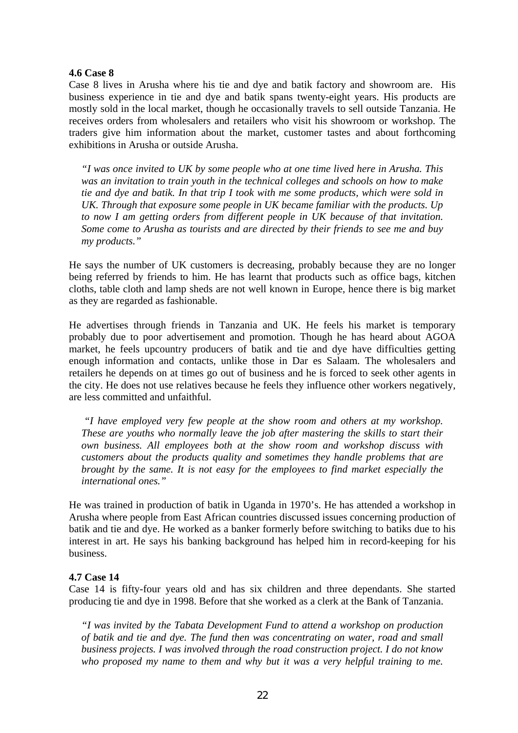### 4.6 Case 8

Case 8 lives in Arusha where his tie and dye and batik factory and showroom are. His business experience in tie and dye and batik spans twenty-eight years. His products are mostly sold in the local market, though he occasionally travels to sell outside Tanzania. He receives orders from wholesalers and retailers who visit his showroom or workshop. The traders give him information about the market, customer tastes and about forthcoming exhibitions in Arusha or outside Arusha.

> *"I was once invited to UK by some people who at one time lived here in Arusha. This was an invitation to train youth in the technical colleges and schools on how to make tie and dye and batik. In that trip I took with me some products, which were sold in UK. Through that exposure some people in UK became familiar with the products. Up to now I am getting orders from different people in UK because of that invitation. Some come to Arusha as tourists and are directed by their friends to see me and buy my products."*

He says the number of UK customers is decreasing, probably because they are no longer being referred by friends to him. He has learnt that products such as office bags, kitchen cloths, table cloth and lamp sheds are not well known in Europe, hence there is big market as they are regarded as fashionable.

He advertises through friends in Tanzania and UK. He feels his market is temporary probably due to poor advertisement and promotion. Though he has heard about AGOA market, he feels upcountry producers of batik and tie and dye have difficulties getting enough information and contacts, unlike those in Dar es Salaam. The wholesalers and retailers he depends on at times go out of business and he is forced to seek other agents in the city. He does not use relatives because he feels they influence other workers negatively, are less committed and unfaithful.

> *"I have employed very few people at the show room and others at my workshop. These are youths who normally leave the job after mastering the skills to start their own business. All employees both at the show room and workshop discuss with customers about the products quality and sometimes they handle problems that are brought by the same. It is not easy for the employees to find market especially the international ones."*

He was trained in production of batik in Uganda in 1970's. He has attended a workshop in Arusha where people from East African countries discussed issues concerning production of batik and tie and dye. He worked as a banker formerly before switching to batiks due to his interest in art. He says his banking background has helped him in record-keeping for his business.

### 4.7 Case 14

Case 14 is fifty-four years old and has six children and three dependants. She started producing tie and dye in 1998. Before that she worked as a clerk at the Bank of Tanzania.

> *"I was invited by the Tabata Development Fund to attend a workshop on production of batik and tie and dye. The fund then was concentrating on water, road and small business projects. I was involved through the road construction project. I do not know who proposed my name to them and why but it was a very helpful training to me.*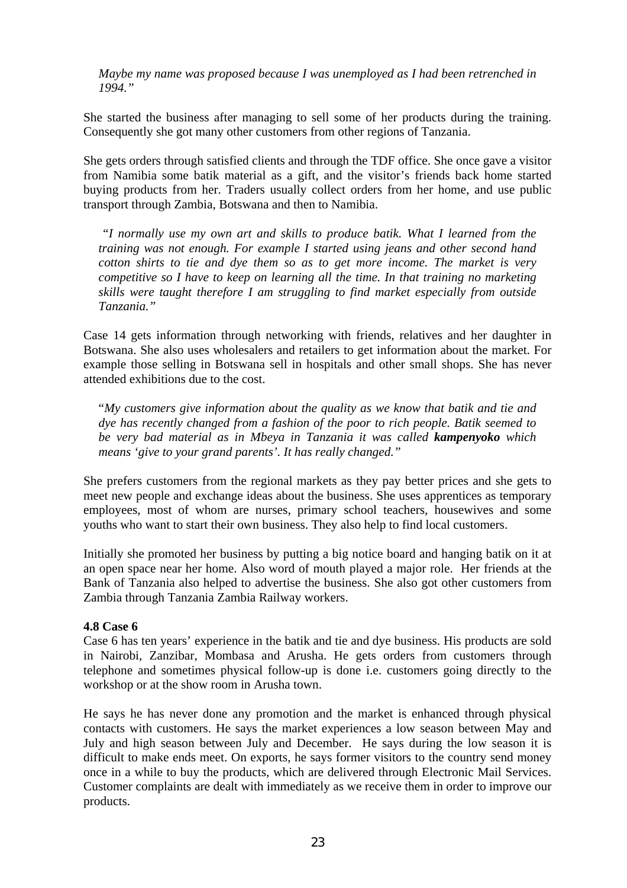*Maybe my name was proposed because I was unemployed as I had been retrenched in 1994."*

She started the business after managing to sell some of her products during the training. Consequently she got many other customers from other regions of Tanzania.

She gets orders through satisfied clients and through the TDF office. She once gave a visitor from Namibia some batik material as a gift, and the visitor's friends back home started buying products from her. Traders usually collect orders from her home, and use public transport through Zambia, Botswana and then to Namibia.

*"I normally use my own art and skills to produce batik. What I learned from the training was not enough. For example I started using jeans and other second hand cotton shirts to tie and dye them so as to get more income. The market is very competitive so I have to keep on learning all the time. In that training no marketing skills were taught therefore I am struggling to find market especially from outside Tanzania."*

Case 14 gets information through networking with friends, relatives and her daughter in Botswana. She also uses wholesalers and retailers to get information about the market. For example those selling in Botswana sell in hospitals and other small shops. She has never attended exhibitions due to the cost.

"*My customers give information about the quality as we know that batik and tie and dye has recently changed from a fashion of the poor to rich people. Batik seemed to be very bad material as in Mbeya in Tanzania it was called **kampenyoko** which means 'give to your grand parents'. It has really changed."*

She prefers customers from the regional markets as they pay better prices and she gets to meet new people and exchange ideas about the business. She uses apprentices as temporary employees, most of whom are nurses, primary school teachers, housewives and some youths who want to start their own business. They also help to find local customers.

Initially she promoted her business by putting a big notice board and hanging batik on it at an open space near her home. Also word of mouth played a major role. Her friends at the Bank of Tanzania also helped to advertise the business. She also got other customers from Zambia through Tanzania Zambia Railway workers.

**4.8 Case 6**

Case 6 has ten years' experience in the batik and tie and dye business. His products are sold in Nairobi, Zanzibar, Mombasa and Arusha. He gets orders from customers through telephone and sometimes physical follow-up is done i.e. customers going directly to the workshop or at the show room in Arusha town.

He says he has never done any promotion and the market is enhanced through physical contacts with customers. He says the market experiences a low season between May and July and high season between July and December. He says during the low season it is difficult to make ends meet. On exports, he says former visitors to the country send money once in a while to buy the products, which are delivered through Electronic Mail Services. Customer complaints are dealt with immediately as we receive them in order to improve our products.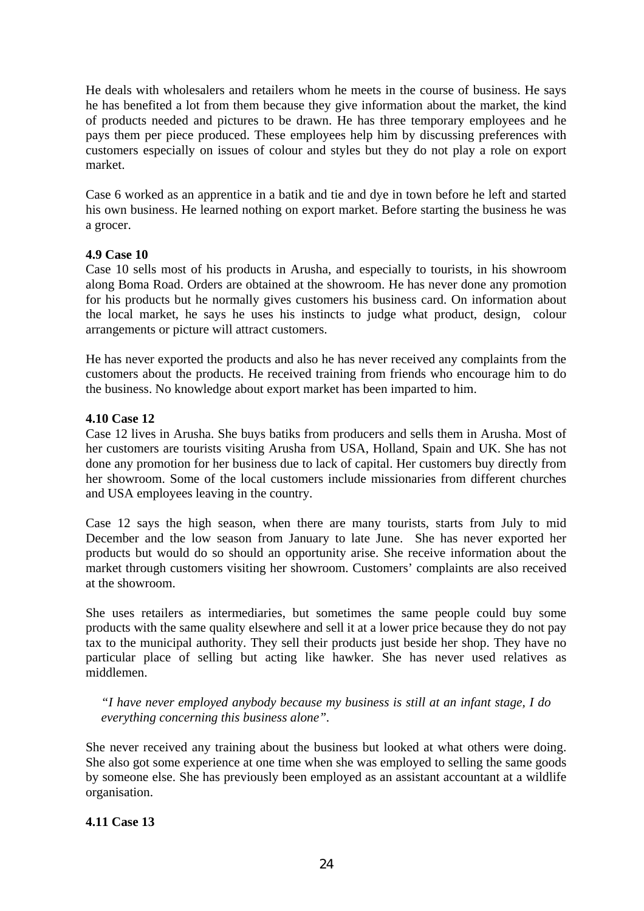He deals with wholesalers and retailers whom he meets in the course of business. He says he has benefited a lot from them because they give information about the market, the kind of products needed and pictures to be drawn. He has three temporary employees and he pays them per piece produced. These employees help him by discussing preferences with customers especially on issues of colour and styles but they do not play a role on export market.

Case 6 worked as an apprentice in a batik and tie and dye in town before he left and started his own business. He learned nothing on export market. Before starting the business he was a grocer.

### 4.9 Case 10

Case 10 sells most of his products in Arusha, and especially to tourists, in his showroom along Boma Road. Orders are obtained at the showroom. He has never done any promotion for his products but he normally gives customers his business card. On information about the local market, he says he uses his instincts to judge what product, design, colour arrangements or picture will attract customers.

He has never exported the products and also he has never received any complaints from the customers about the products. He received training from friends who encourage him to do the business. No knowledge about export market has been imparted to him.

### 4.10 Case 12

Case 12 lives in Arusha. She buys batiks from producers and sells them in Arusha. Most of her customers are tourists visiting Arusha from USA, Holland, Spain and UK. She has not done any promotion for her business due to lack of capital. Her customers buy directly from her showroom. Some of the local customers include missionaries from different churches and USA employees leaving in the country.

Case 12 says the high season, when there are many tourists, starts from July to mid December and the low season from January to late June. She has never exported her products but would do so should an opportunity arise. She receive information about the market through customers visiting her showroom. Customers' complaints are also received at the showroom.

She uses retailers as intermediaries, but sometimes the same people could buy some products with the same quality elsewhere and sell it at a lower price because they do not pay tax to the municipal authority. They sell their products just beside her shop. They have no particular place of selling but acting like hawker. She has never used relatives as middlemen.

> *"I have never employed anybody because my business is still at an infant stage, I do everything concerning this business alone".*

She never received any training about the business but looked at what others were doing. She also got some experience at one time when she was employed to selling the same goods by someone else. She has previously been employed as an assistant accountant at a wildlife organisation.

### 4.11 Case 13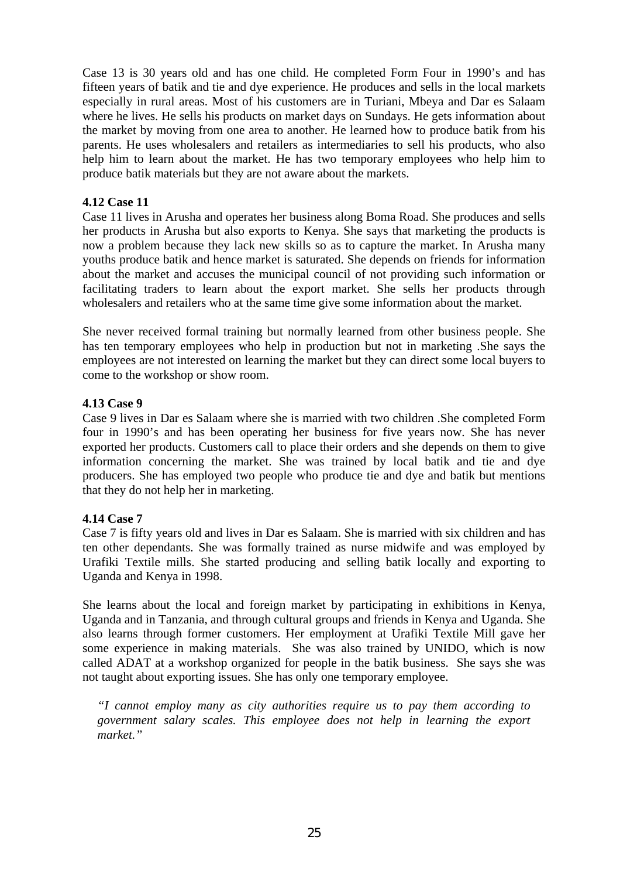Case 13 is 30 years old and has one child. He completed Form Four in 1990's and has fifteen years of batik and tie and dye experience. He produces and sells in the local markets especially in rural areas. Most of his customers are in Turiani, Mbeya and Dar es Salaam where he lives. He sells his products on market days on Sundays. He gets information about the market by moving from one area to another. He learned how to produce batik from his parents. He uses wholesalers and retailers as intermediaries to sell his products, who also help him to learn about the market. He has two temporary employees who help him to produce batik materials but they are not aware about the markets.

### 4.12 Case 11

Case 11 lives in Arusha and operates her business along Boma Road. She produces and sells her products in Arusha but also exports to Kenya. She says that marketing the products is now a problem because they lack new skills so as to capture the market. In Arusha many youths produce batik and hence market is saturated. She depends on friends for information about the market and accuses the municipal council of not providing such information or facilitating traders to learn about the export market. She sells her products through wholesalers and retailers who at the same time give some information about the market.

She never received formal training but normally learned from other business people. She has ten temporary employees who help in production but not in marketing .She says the employees are not interested on learning the market but they can direct some local buyers to come to the workshop or show room.

### 4.13 Case 9

Case 9 lives in Dar es Salaam where she is married with two children .She completed Form four in 1990's and has been operating her business for five years now. She has never exported her products. Customers call to place their orders and she depends on them to give information concerning the market. She was trained by local batik and tie and dye producers. She has employed two people who produce tie and dye and batik but mentions that they do not help her in marketing.

### 4.14 Case 7

Case 7 is fifty years old and lives in Dar es Salaam. She is married with six children and has ten other dependants. She was formally trained as nurse midwife and was employed by Urafiki Textile mills. She started producing and selling batik locally and exporting to Uganda and Kenya in 1998.

She learns about the local and foreign market by participating in exhibitions in Kenya, Uganda and in Tanzania, and through cultural groups and friends in Kenya and Uganda. She also learns through former customers. Her employment at Urafiki Textile Mill gave her some experience in making materials. She was also trained by UNIDO, which is now called ADAT at a workshop organized for people in the batik business. She says she was not taught about exporting issues. She has only one temporary employee.

> *"I cannot employ many as city authorities require us to pay them according to government salary scales. This employee does not help in learning the export market."*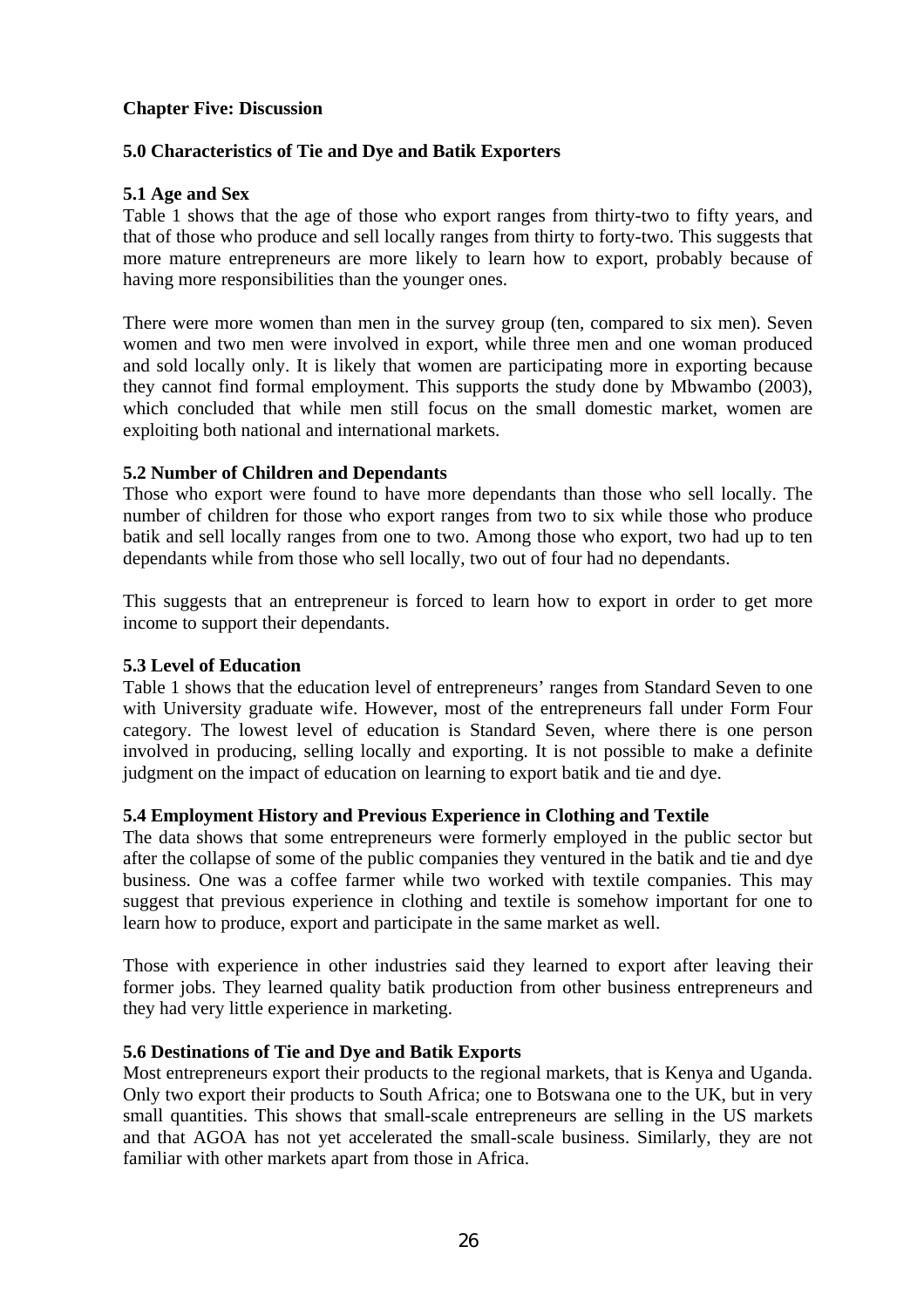## Chapter Five: Discussion

### 5.0 Characteristics of Tie and Dye and Batik Exporters

#### 5.1 Age and Sex

Table 1 shows that the age of those who export ranges from thirty-two to fifty years, and that of those who produce and sell locally ranges from thirty to forty-two. This suggests that more mature entrepreneurs are more likely to learn how to export, probably because of having more responsibilities than the younger ones.

There were more women than men in the survey group (ten, compared to six men). Seven women and two men were involved in export, while three men and one woman produced and sold locally only. It is likely that women are participating more in exporting because they cannot find formal employment. This supports the study done by Mbwambo (2003), which concluded that while men still focus on the small domestic market, women are exploiting both national and international markets.

#### 5.2 Number of Children and Dependants

Those who export were found to have more dependants than those who sell locally. The number of children for those who export ranges from two to six while those who produce batik and sell locally ranges from one to two. Among those who export, two had up to ten dependants while from those who sell locally, two out of four had no dependants.

This suggests that an entrepreneur is forced to learn how to export in order to get more income to support their dependants.

#### 5.3 Level of Education

Table 1 shows that the education level of entrepreneurs' ranges from Standard Seven to one with University graduate wife. However, most of the entrepreneurs fall under Form Four category. The lowest level of education is Standard Seven, where there is one person involved in producing, selling locally and exporting. It is not possible to make a definite judgment on the impact of education on learning to export batik and tie and dye.

#### 5.4 Employment History and Previous Experience in Clothing and Textile

The data shows that some entrepreneurs were formerly employed in the public sector but after the collapse of some of the public companies they ventured in the batik and tie and dye business. One was a coffee farmer while two worked with textile companies. This may suggest that previous experience in clothing and textile is somehow important for one to learn how to produce, export and participate in the same market as well.

Those with experience in other industries said they learned to export after leaving their former jobs. They learned quality batik production from other business entrepreneurs and they had very little experience in marketing.

#### 5.6 Destinations of Tie and Dye and Batik Exports

Most entrepreneurs export their products to the regional markets, that is Kenya and Uganda. Only two export their products to South Africa; one to Botswana one to the UK, but in very small quantities. This shows that small-scale entrepreneurs are selling in the US markets and that AGOA has not yet accelerated the small-scale business. Similarly, they are not familiar with other markets apart from those in Africa.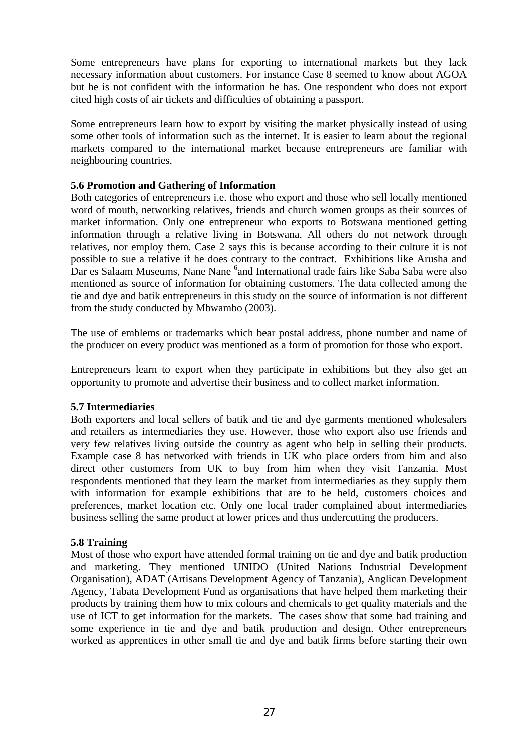Some entrepreneurs have plans for exporting to international markets but they lack necessary information about customers. For instance Case 8 seemed to know about AGOA but he is not confident with the information he has. One respondent who does not export cited high costs of air tickets and difficulties of obtaining a passport.

Some entrepreneurs learn how to export by visiting the market physically instead of using some other tools of information such as the internet. It is easier to learn about the regional markets compared to the international market because entrepreneurs are familiar with neighbouring countries.

**5.6 Promotion and Gathering of Information**

Both categories of entrepreneurs i.e. those who export and those who sell locally mentioned word of mouth, networking relatives, friends and church women groups as their sources of market information. Only one entrepreneur who exports to Botswana mentioned getting information through a relative living in Botswana. All others do not network through relatives, nor employ them. Case 2 says this is because according to their culture it is not possible to sue a relative if he does contrary to the contract. Exhibitions like Arusha and Dar es Salaam Museums, Nane Nane [6]and International trade fairs like Saba Saba were also mentioned as source of information for obtaining customers. The data collected among the tie and dye and batik entrepreneurs in this study on the source of information is not different from the study conducted by Mbwambo (2003).

The use of emblems or trademarks which bear postal address, phone number and name of the producer on every product was mentioned as a form of promotion for those who export.

Entrepreneurs learn to export when they participate in exhibitions but they also get an opportunity to promote and advertise their business and to collect market information.

**5.7 Intermediaries**

Both exporters and local sellers of batik and tie and dye garments mentioned wholesalers and retailers as intermediaries they use. However, those who export also use friends and very few relatives living outside the country as agent who help in selling their products. Example case 8 has networked with friends in UK who place orders from him and also direct other customers from UK to buy from him when they visit Tanzania. Most respondents mentioned that they learn the market from intermediaries as they supply them with information for example exhibitions that are to be held, customers choices and preferences, market location etc. Only one local trader complained about intermediaries business selling the same product at lower prices and thus undercutting the producers.

**5.8 Training**

Most of those who export have attended formal training on tie and dye and batik production and marketing. They mentioned UNIDO (United Nations Industrial Development Organisation), ADAT (Artisans Development Agency of Tanzania), Anglican Development Agency, Tabata Development Fund as organisations that have helped them marketing their products by training them how to mix colours and chemicals to get quality materials and the use of ICT to get information for the markets. The cases show that some had training and some experience in tie and dye and batik production and design. Other entrepreneurs worked as apprentices in other small tie and dye and batik firms before starting their own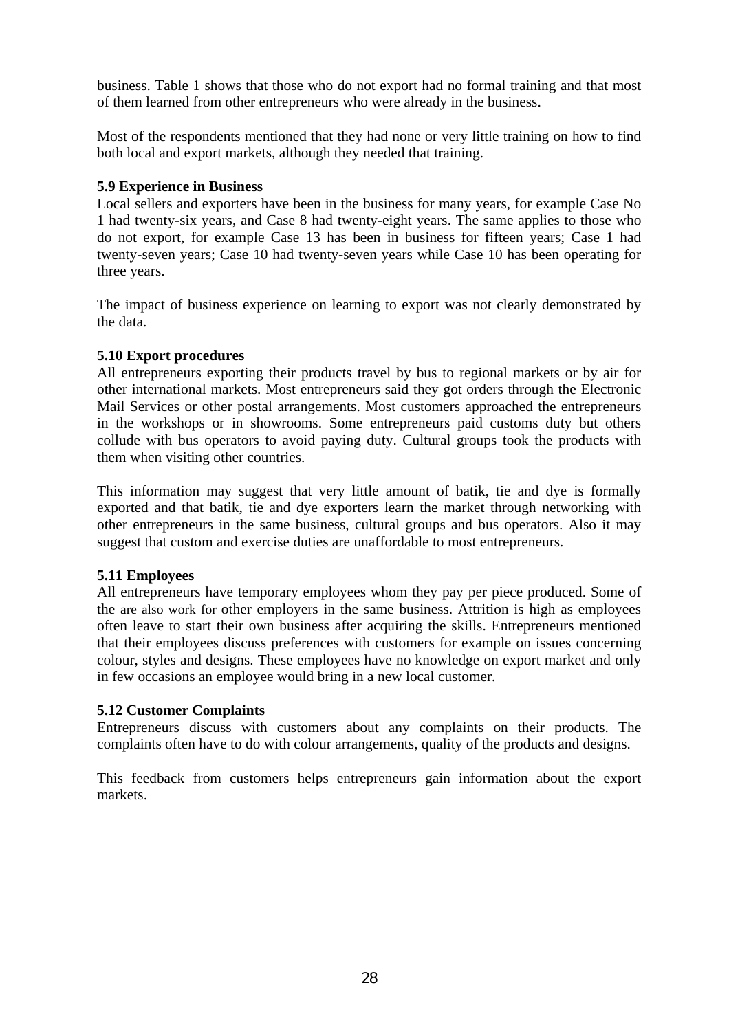business. Table 1 shows that those who do not export had no formal training and that most of them learned from other entrepreneurs who were already in the business.

Most of the respondents mentioned that they had none or very little training on how to find both local and export markets, although they needed that training.

**5.9 Experience in Business**

Local sellers and exporters have been in the business for many years, for example Case No 1 had twenty-six years, and Case 8 had twenty-eight years. The same applies to those who do not export, for example Case 13 has been in business for fifteen years; Case 1 had twenty-seven years; Case 10 had twenty-seven years while Case 10 has been operating for three years.

The impact of business experience on learning to export was not clearly demonstrated by the data.

**5.10 Export procedures**

All entrepreneurs exporting their products travel by bus to regional markets or by air for other international markets. Most entrepreneurs said they got orders through the Electronic Mail Services or other postal arrangements. Most customers approached the entrepreneurs in the workshops or in showrooms. Some entrepreneurs paid customs duty but others collude with bus operators to avoid paying duty. Cultural groups took the products with them when visiting other countries.

This information may suggest that very little amount of batik, tie and dye is formally exported and that batik, tie and dye exporters learn the market through networking with other entrepreneurs in the same business, cultural groups and bus operators. Also it may suggest that custom and exercise duties are unaffordable to most entrepreneurs.

**5.11 Employees**

All entrepreneurs have temporary employees whom they pay per piece produced. Some of the are also work for other employers in the same business. Attrition is high as employees often leave to start their own business after acquiring the skills. Entrepreneurs mentioned that their employees discuss preferences with customers for example on issues concerning colour, styles and designs. These employees have no knowledge on export market and only in few occasions an employee would bring in a new local customer.

**5.12 Customer Complaints**

Entrepreneurs discuss with customers about any complaints on their products. The complaints often have to do with colour arrangements, quality of the products and designs.

This feedback from customers helps entrepreneurs gain information about the export markets.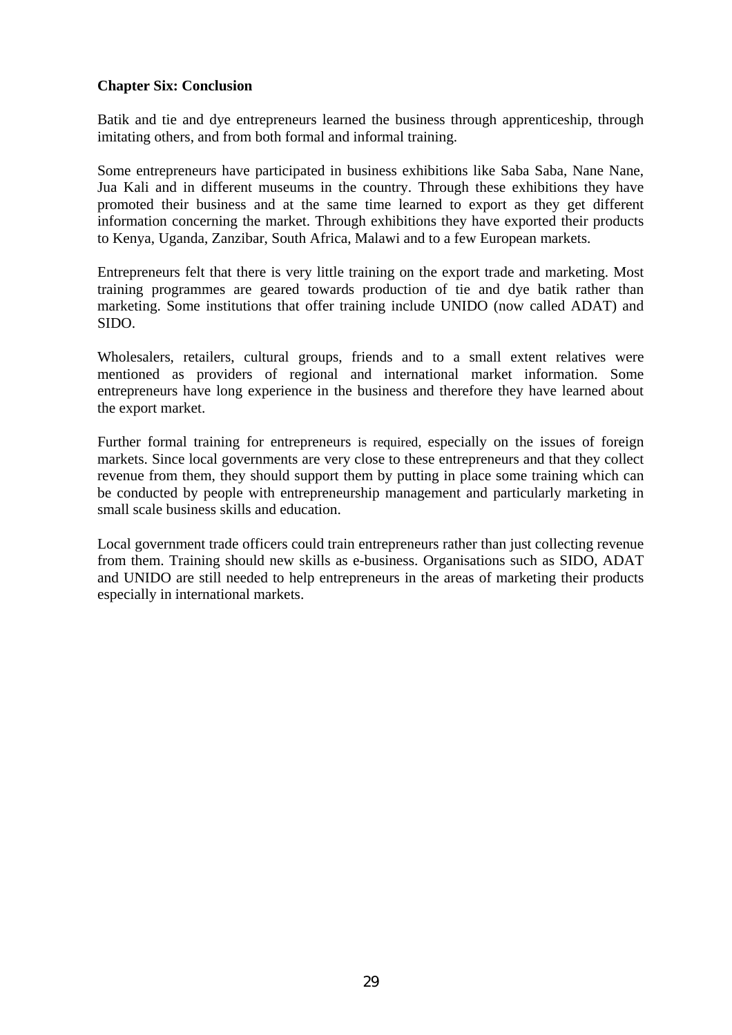**Chapter Six: Conclusion**

Batik and tie and dye entrepreneurs learned the business through apprenticeship, through imitating others, and from both formal and informal training.

Some entrepreneurs have participated in business exhibitions like Saba Saba, Nane Nane, Jua Kali and in different museums in the country. Through these exhibitions they have promoted their business and at the same time learned to export as they get different information concerning the market. Through exhibitions they have exported their products to Kenya, Uganda, Zanzibar, South Africa, Malawi and to a few European markets.

Entrepreneurs felt that there is very little training on the export trade and marketing. Most training programmes are geared towards production of tie and dye batik rather than marketing. Some institutions that offer training include UNIDO (now called ADAT) and SIDO.

Wholesalers, retailers, cultural groups, friends and to a small extent relatives were mentioned as providers of regional and international market information. Some entrepreneurs have long experience in the business and therefore they have learned about the export market.

Further formal training for entrepreneurs is required, especially on the issues of foreign markets. Since local governments are very close to these entrepreneurs and that they collect revenue from them, they should support them by putting in place some training which can be conducted by people with entrepreneurship management and particularly marketing in small scale business skills and education.

Local government trade officers could train entrepreneurs rather than just collecting revenue from them. Training should new skills as e-business. Organisations such as SIDO, ADAT and UNIDO are still needed to help entrepreneurs in the areas of marketing their products especially in international markets.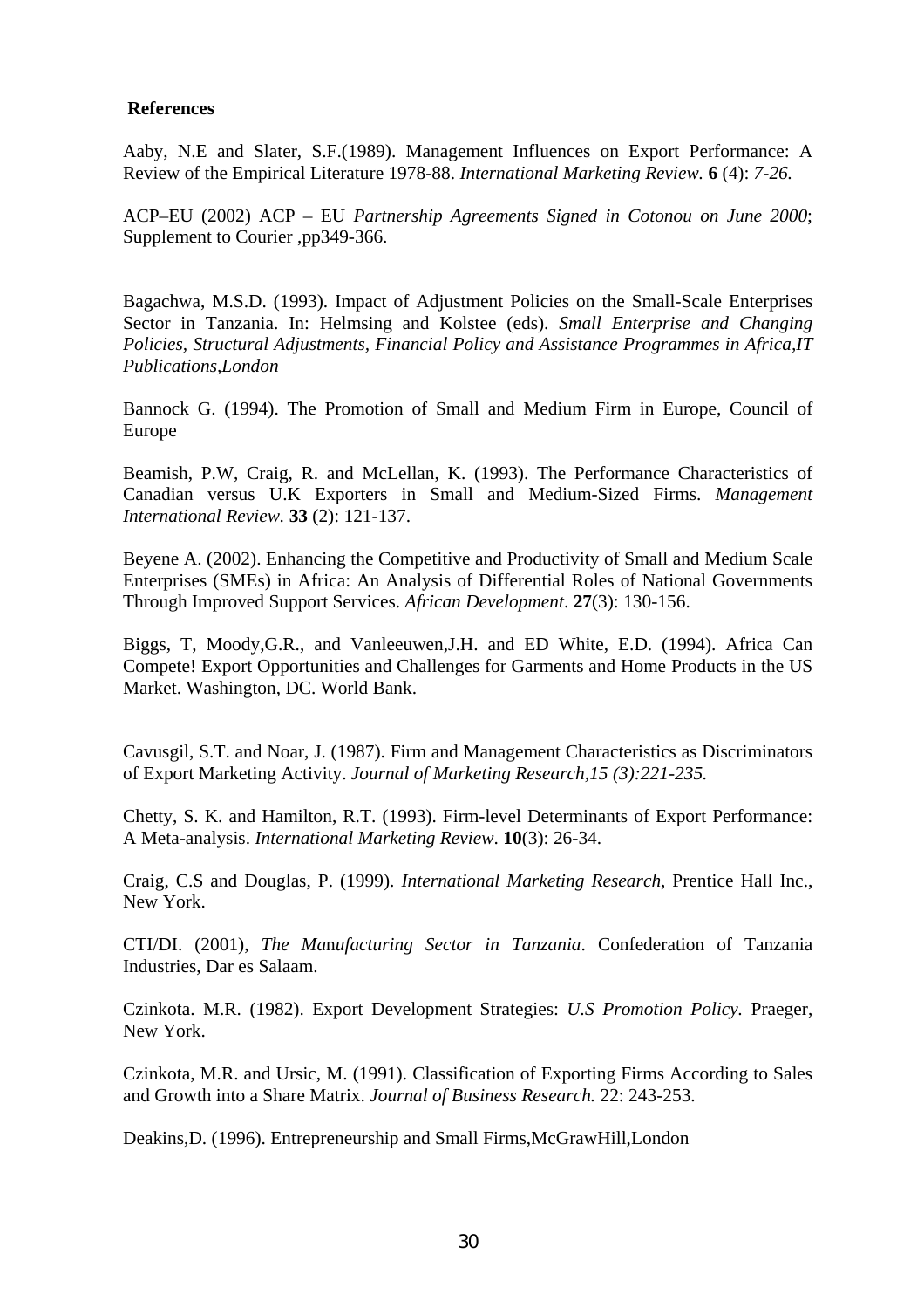**References**

Aaby, N.E and Slater, S.F.(1989). Management Influences on Export Performance: A Review of the Empirical Literature 1978-88. *International Marketing Review*. **6** (4): *7-26.*

ACP–EU (2002) ACP – EU *Partnership Agreements Signed in Cotonou on June 2000*; Supplement to Courier ,pp349-366.

Bagachwa, M.S.D. (1993). Impact of Adjustment Policies on the Small-Scale Enterprises Sector in Tanzania. In: Helmsing and Kolstee (eds). *Small Enterprise and Changing Policies, Structural Adjustments, Financial Policy and Assistance Programmes in Africa,IT Publications,London*

Bannock G. (1994). The Promotion of Small and Medium Firm in Europe, Council of Europe

Beamish, P.W, Craig, R. and McLellan, K. (1993). The Performance Characteristics of Canadian versus U.K Exporters in Small and Medium-Sized Firms. *Management International Review*. **33** (2): 121-137.

Beyene A. (2002). Enhancing the Competitive and Productivity of Small and Medium Scale Enterprises (SMEs) in Africa: An Analysis of Differential Roles of National Governments Through Improved Support Services. *African Development*. **27**(3): 130-156.

Biggs, T, Moody,G.R., and Vanleeuwen,J.H. and ED White, E.D. (1994). Africa Can Compete! Export Opportunities and Challenges for Garments and Home Products in the US Market. Washington, DC. World Bank.

Cavusgil, S.T. and Noar, J. (1987). Firm and Management Characteristics as Discriminators of Export Marketing Activity. *Journal of Marketing Research,15 (3):221-235.*

Chetty, S. K. and Hamilton, R.T. (1993). Firm-level Determinants of Export Performance: A Meta-analysis. *International Marketing Review*. **10**(3): 26-34.

Craig, C.S and Douglas, P. (1999). *International Marketing Research*, Prentice Hall Inc., New York.

CTI/DI. (2001), *The Manufacturing Sector in Tanzania*. Confederation of Tanzania Industries, Dar es Salaam.

Czinkota. M.R. (1982). Export Development Strategies: *U.S Promotion Policy.* Praeger, New York.

Czinkota, M.R. and Ursic, M. (1991). Classification of Exporting Firms According to Sales and Growth into a Share Matrix. *Journal of Business Research.* 22: 243-253.

Deakins,D. (1996). Entrepreneurship and Small Firms,McGrawHill,London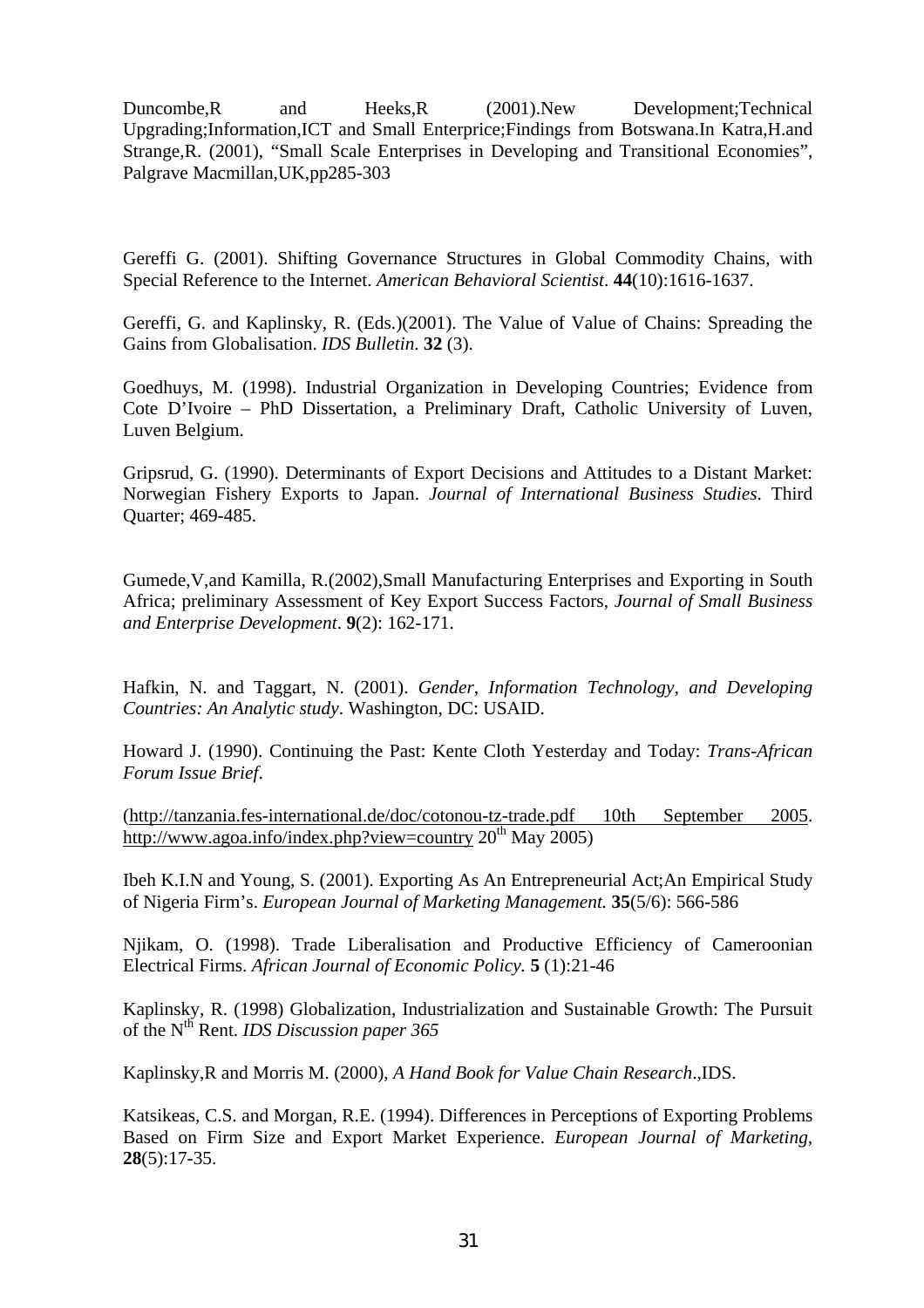Duncombe,R and Heeks,R (2001).New Development;Technical Upgrading;Information,ICT and Small Enterprice;Findings from Botswana.In Katra,H.and Strange,R. (2001), “Small Scale Enterprises in Developing and Transitional Economies”, Palgrave Macmillan,UK,pp285-303

Gereffi G. (2001). Shifting Governance Structures in Global Commodity Chains, with Special Reference to the Internet. *American Behavioral Scientist*. **44**(10):1616-1637.

Gereffi, G. and Kaplinsky, R. (Eds.)(2001). The Value of Value of Chains: Spreading the Gains from Globalisation. *IDS Bulletin*. **32** (3).

Goedhuys, M. (1998). Industrial Organization in Developing Countries; Evidence from Cote D'Ivoire – PhD Dissertation, a Preliminary Draft, Catholic University of Luven, Luven Belgium.

Gripsrud, G. (1990). Determinants of Export Decisions and Attitudes to a Distant Market: Norwegian Fishery Exports to Japan. *Journal of International Business Studies*. Third Quarter; 469-485.

Gumede,V,and Kamilla, R.(2002),Small Manufacturing Enterprises and Exporting in South Africa; preliminary Assessment of Key Export Success Factors, *Journal of Small Business and Enterprise Development*. **9**(2): 162-171.

Hafkin, N. and Taggart, N. (2001). *Gender, Information Technology, and Developing Countries: An Analytic study*. Washington, DC: USAID.

Howard J. (1990). Continuing the Past: Kente Cloth Yesterday and Today: *Trans-African Forum Issue Brief*.

(http://tanzania.fes-international.de/doc/cotonou-tz-trade.pdf 10th September 2005. http://www.agoa.info/index.php?view=country 20th May 2005)

Ibeh K.I.N and Young, S. (2001). Exporting As An Entrepreneurial Act;An Empirical Study of Nigeria Firm's. *European Journal of Marketing Management.* **35**(5/6): 566-586

Njikam, O. (1998). Trade Liberalisation and Productive Efficiency of Cameroonian Electrical Firms. *African Journal of Economic Policy.* **5** (1):21-46

Kaplinsky, R. (1998) Globalization, Industrialization and Sustainable Growth: The Pursuit of the Nth Rent. *IDS Discussion paper 365*

Kaplinsky,R and Morris M. (2000), *A Hand Book for Value Chain Research*.,IDS.

Katsikeas, C.S. and Morgan, R.E. (1994). Differences in Perceptions of Exporting Problems Based on Firm Size and Export Market Experience. *European Journal of Marketing*, **28**(5):17-35.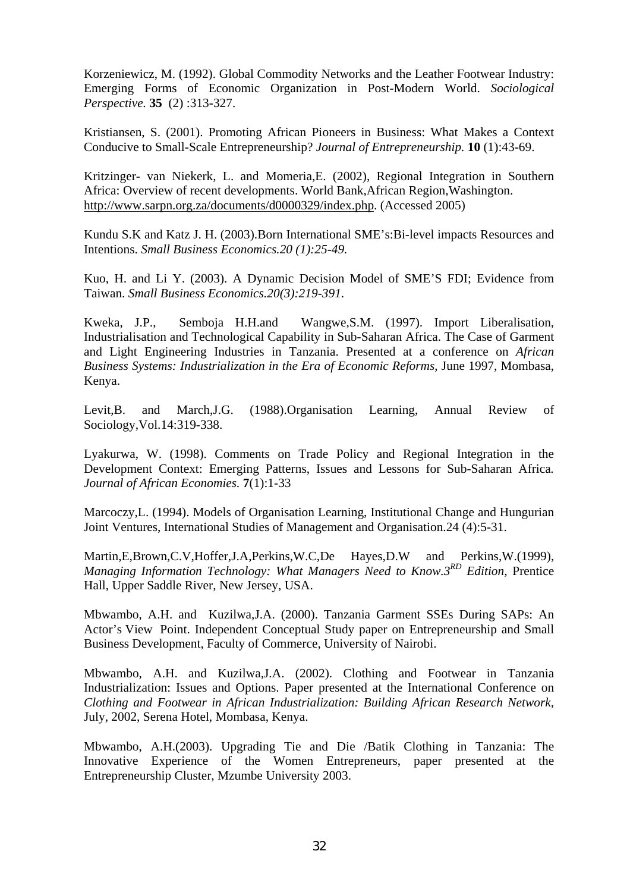Korzeniewicz, M. (1992). Global Commodity Networks and the Leather Footwear Industry: Emerging Forms of Economic Organization in Post-Modern World. *Sociological Perspective.* **35** (2) :313-327.

Kristiansen, S. (2001). Promoting African Pioneers in Business: What Makes a Context Conducive to Small-Scale Entrepreneurship? *Journal of Entrepreneurship.* **10** (1):43-69.

Kritzinger- van Niekerk, L. and Momeria,E. (2002), Regional Integration in Southern Africa: Overview of recent developments. World Bank,African Region,Washington. http://www.sarpn.org.za/documents/d0000329/index.php. (Accessed 2005)

Kundu S.K and Katz J. H. (2003).Born International SME's:Bi-level impacts Resources and Intentions. *Small Business Economics.20 (1):25-49.*

Kuo, H. and Li Y. (2003). A Dynamic Decision Model of SME'S FDI; Evidence from Taiwan. *Small Business Economics.20(3):219-391.*

Kweka, J.P., Semboja H.H.and Wangwe,S.M. (1997). Import Liberalisation, Industrialisation and Technological Capability in Sub-Saharan Africa. The Case of Garment and Light Engineering Industries in Tanzania. Presented at a conference on *African Business Systems: Industrialization in the Era of Economic Reforms*, June 1997, Mombasa, Kenya.

Levit,B. and March,J.G. (1988).Organisation Learning, Annual Review of Sociology,Vol.14:319-338.

Lyakurwa, W. (1998). Comments on Trade Policy and Regional Integration in the Development Context: Emerging Patterns, Issues and Lessons for Sub-Saharan Africa. *Journal of African Economies.* **7**(1):1-33

Marcoczy,L. (1994). Models of Organisation Learning, Institutional Change and Hungurian Joint Ventures, International Studies of Management and Organisation.24 (4):5-31.

Martin,E,Brown,C.V,Hoffer,J.A,Perkins,W.C,De Hayes,D.W and Perkins,W.(1999), *Managing Information Technology: What Managers Need to Know.3RD Edition*, Prentice Hall, Upper Saddle River, New Jersey, USA.

Mbwambo, A.H. and Kuzilwa,J.A. (2000). Tanzania Garment SSEs During SAPs: An Actor's View Point. Independent Conceptual Study paper on Entrepreneurship and Small Business Development, Faculty of Commerce, University of Nairobi.

Mbwambo, A.H. and Kuzilwa,J.A. (2002). Clothing and Footwear in Tanzania Industrialization: Issues and Options. Paper presented at the International Conference on *Clothing and Footwear in African Industrialization: Building African Research Network*, July, 2002, Serena Hotel, Mombasa, Kenya.

Mbwambo, A.H.(2003). Upgrading Tie and Die /Batik Clothing in Tanzania: The Innovative Experience of the Women Entrepreneurs, paper presented at the Entrepreneurship Cluster, Mzumbe University 2003.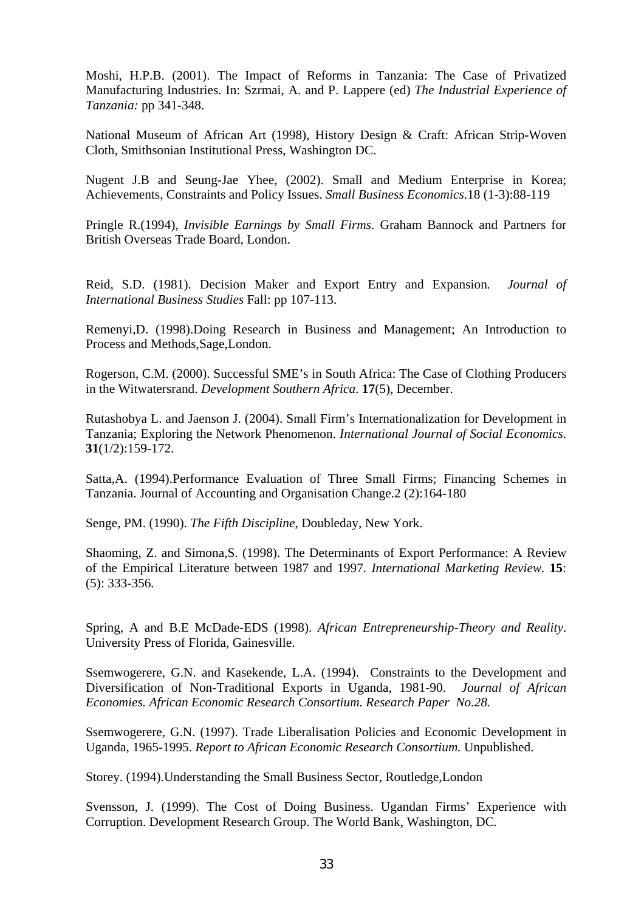Moshi, H.P.B. (2001). The Impact of Reforms in Tanzania: The Case of Privatized Manufacturing Industries. In: Szrmai, A. and P. Lappere (ed) *The Industrial Experience of Tanzania:* pp 341-348.

National Museum of African Art (1998), History Design & Craft: African Strip-Woven Cloth, Smithsonian Institutional Press, Washington DC.

Nugent J.B and Seung-Jae Yhee, (2002). Small and Medium Enterprise in Korea; Achievements, Constraints and Policy Issues. *Small Business Economics*.18 (1-3):88-119

Pringle R.(1994), *Invisible Earnings by Small Firms*. Graham Bannock and Partners for British Overseas Trade Board, London.

Reid, S.D. (1981). Decision Maker and Export Entry and Expansion. *Journal of International Business Studies* Fall: pp 107-113.

Remenyi,D. (1998).Doing Research in Business and Management; An Introduction to Process and Methods,Sage,London.

Rogerson, C.M. (2000). Successful SME's in South Africa: The Case of Clothing Producers in the Witwatersrand. *Development Southern Africa*. **17**(5), December.

Rutashobya L. and Jaenson J. (2004). Small Firm's Internationalization for Development in Tanzania; Exploring the Network Phenomenon. *International Journal of Social Economics*. **31**(1/2):159-172.

Satta,A. (1994).Performance Evaluation of Three Small Firms; Financing Schemes in Tanzania. Journal of Accounting and Organisation Change.2 (2):164-180

Senge, PM. (1990). *The Fifth Discipline*, Doubleday, New York.

Shaoming, Z. and Simona,S. (1998). The Determinants of Export Performance: A Review of the Empirical Literature between 1987 and 1997. *International Marketing Review*. **15**: (5): 333-356.

Spring, A and B.E McDade-EDS (1998). *African Entrepreneurship-Theory and Reality*. University Press of Florida, Gainesville.

Ssemwogerere, G.N. and Kasekende, L.A. (1994). Constraints to the Development and Diversification of Non-Traditional Exports in Uganda, 1981-90. *Journal of African Economies. African Economic Research Consortium. Research Paper No.28.*

Ssemwogerere, G.N. (1997). Trade Liberalisation Policies and Economic Development in Uganda, 1965-1995. *Report to African Economic Research Consortium.* Unpublished.

Storey. (1994).Understanding the Small Business Sector, Routledge,London

Svensson, J. (1999). The Cost of Doing Business. Ugandan Firms' Experience with Corruption. Development Research Group. The World Bank, Washington, DC.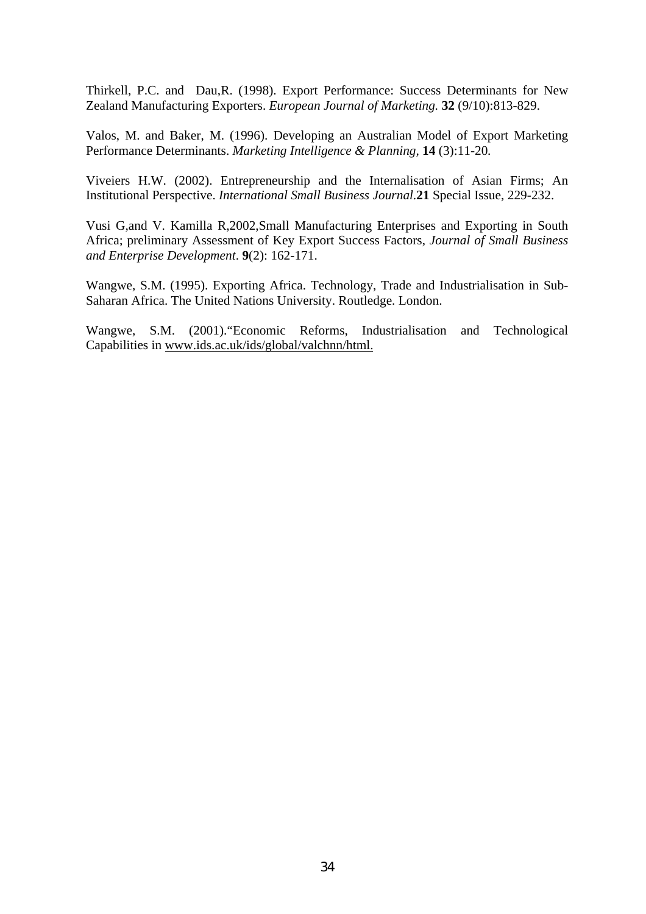Thirkell, P.C. and Dau,R. (1998). Export Performance: Success Determinants for New Zealand Manufacturing Exporters. *European Journal of Marketing.* **32** (9/10):813-829.

Valos, M. and Baker, M. (1996). Developing an Australian Model of Export Marketing Performance Determinants. *Marketing Intelligence & Planning,* **14** (3):11-20.

Viveiers H.W. (2002). Entrepreneurship and the Internalisation of Asian Firms; An Institutional Perspective. *International Small Business Journal*.**21** Special Issue, 229-232.

Vusi G,and V. Kamilla R,2002,Small Manufacturing Enterprises and Exporting in South Africa; preliminary Assessment of Key Export Success Factors, *Journal of Small Business and Enterprise Development*. **9**(2): 162-171.

Wangwe, S.M. (1995). Exporting Africa. Technology, Trade and Industrialisation in Sub-Saharan Africa. The United Nations University. Routledge. London.

Wangwe, S.M. (2001)."Economic Reforms, Industrialisation and Technological Capabilities in www.ids.ac.uk/ids/global/valchnn/html.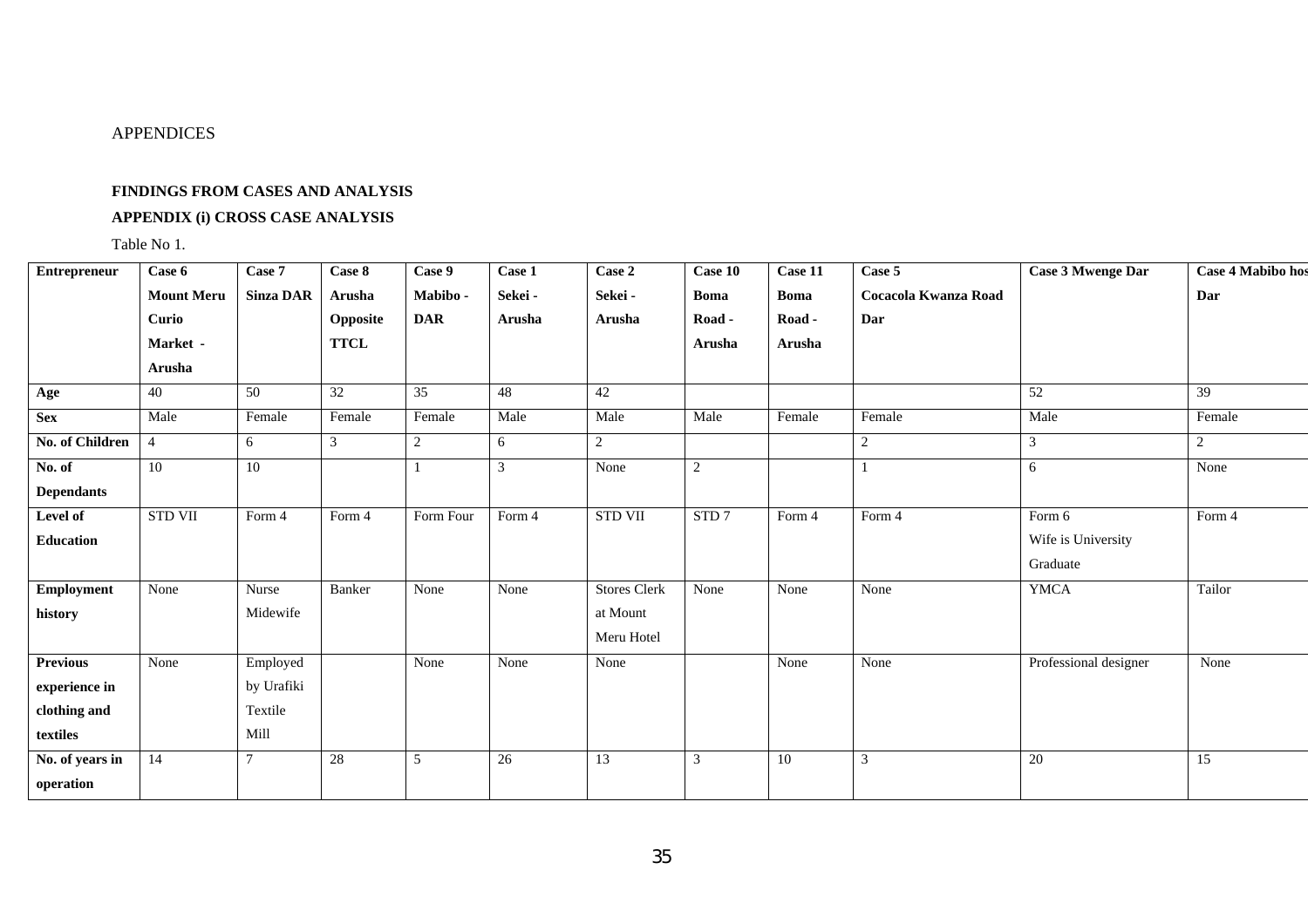APPENDICES

**FINDINGS FROM CASES AND ANALYSIS**

**APPENDIX (i) CROSS CASE ANALYSIS**

Table No 1.

| **Entrepreneur** | **Case 6 Mount Meru Curio Market - Arusha** | **Case 7 Sinza DAR** | **Case 8 Arusha Opposite TTCL** | **Case 9 Mabibo - DAR** | **Case 1 Sekei - Arusha** | **Case 2 Sekei - Arusha** | **Case 10 Boma Road - Arusha** | **Case 11 Boma Road - Arusha** | **Case 5 Cocacola Kwanza Road Dar** | **Case 3 Mwenge Dar** | **Case 4 Mabibo hos Dar** |
|---|---|---|---|---|---|---|---|---|---|---|---|
| **Age** | 40 | 50 | 32 | 35 | 48 | 42 | | | | 52 | 39 |
| **Sex** | Male | Female | Female | Female | Male | Male | Male | Female | Female | Male | Female |
| **No. of Children** | 4 | 6 | 3 | 2 | 6 | 2 | | | 2 | 3 | 2 |
| **No. of Dependants** | 10 | 10 | | 1 | 3 | None | 2 | | 1 | 6 | None |
| **Level of Education** | STD VII | Form 4 | Form 4 | Form Four | Form 4 | STD VII | STD 7 | Form 4 | Form 4 | Form 6 Wife is University Graduate | Form 4 |
| **Employment history** | None | Nurse Midewife | Banker | None | None | Stores Clerk at Mount Meru Hotel | None | None | None | YMCA | Tailor |
| **Previous experience in clothing and textiles** | None | Employed by Urafiki Textile Mill | | None | None | None | | None | None | Professional designer | None |
| **No. of years in operation** | 14 | 7 | 28 | 5 | 26 | 13 | 3 | 10 | 3 | 20 | 15 |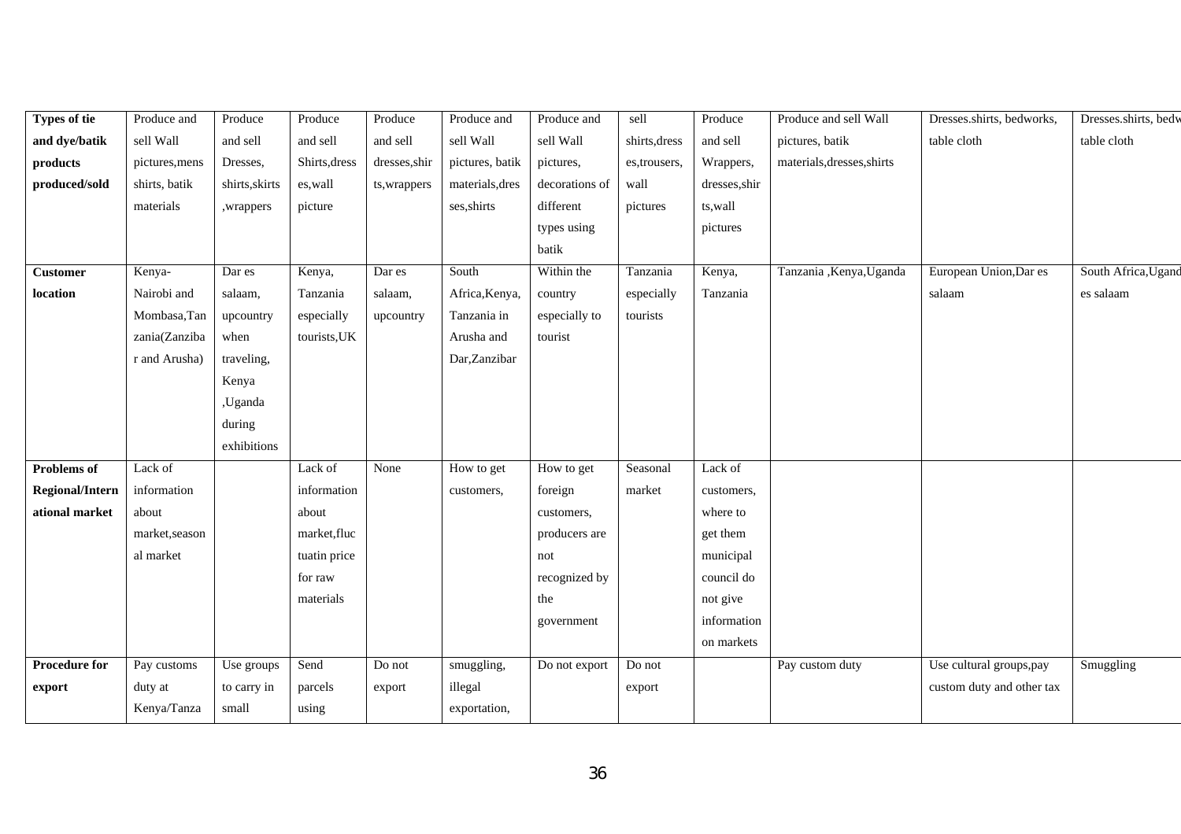| Types of tie and dye/batik products produced/sold | Produce and sell Wall pictures,mens shirts, batik materials | Produce and sell Dresses, shirts,skirts ,wrappers | Produce and sell Shirts,dresses,wall picture | Produce and sell dresses,shirts,wrappers | Produce and sell Wall pictures, batik materials,dresses,shirts | Produce and sell Wall pictures, decorations of different types using batik | sell shirts,dresses,trousers, wall pictures | Produce and sell Wrappers, dresses,shirts,wall pictures | Produce and sell Wall pictures, batik materials,dresses,shirts | Dresses.shirts, bedworks, table cloth | Dresses.shirts, bedw table cloth |
|---|---|---|---|---|---|---|---|---|---|---|---|
| **Customer location** | Kenya- Nairobi and Mombasa,Tanzania(Zanzibar and Arusha) | Dar es salaam, upcountry when traveling, Kenya ,Uganda during exhibitions | Kenya, Tanzania especially tourists,UK | Dar es salaam, upcountry | South Africa,Kenya, Tanzania in Arusha and Dar,Zanzibar | Within the country especially to tourist | Tanzania especially tourists | Kenya, Tanzania | Tanzania ,Kenya,Uganda | European Union,Dar es salaam | South Africa,Ugand es salaam |
| **Problems of Regional/International market** | Lack of information about market,seasonal market | | Lack of information about market,fluctuatin price for raw materials | None | How to get customers, | How to get foreign customers, producers are not recognized by the government | Seasonal market | Lack of customers, where to get them municipal council do not give information on markets | | | |
| **Procedure for export** | Pay customs duty at Kenya/Tanza | Use groups to carry in small | Send parcels using | Do not export | smuggling, illegal exportation, | Do not export | Do not export | | Pay custom duty | Use cultural groups,pay custom duty and other tax | Smuggling |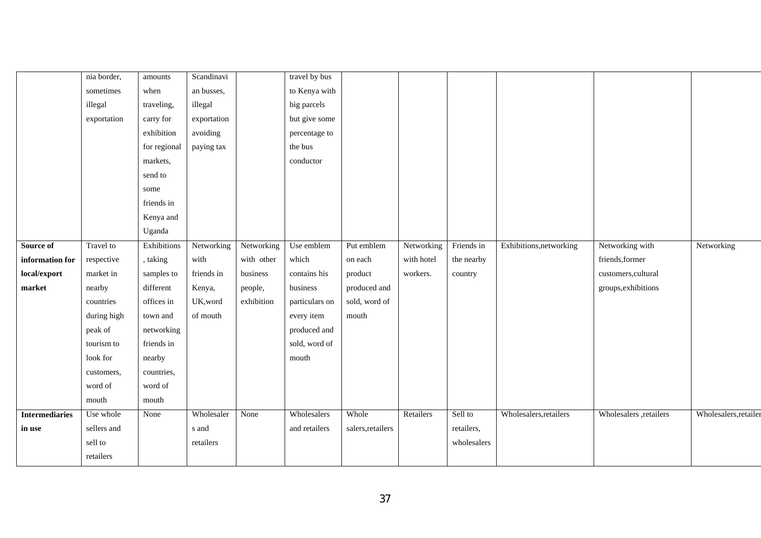| | | | | | | | | | | | |
|---|---|---|---|---|---|---|---|---|---|---|---|
| | nia border, sometimes illegal exportation | amounts when traveling, carry for exhibition for regional markets, send to some friends in Kenya and Uganda | Scandinavian busses, illegal exportation avoiding paying tax | | travel by bus to Kenya with big parcels but give some percentage to the bus conductor | | | | | | |
| **Source of information for local/export market** | Travel to respective market in nearby countries during high peak of tourism to look for customers, word of mouth | Exhibitions, taking samples to different offices in town and networking friends in nearby countries, word of mouth | Networking with friends in Kenya, UK,word of mouth | Networking with other business people, exhibition | Use emblem which contains his business particulars on every item produced and sold, word of mouth | Put emblem on each product produced and sold, word of mouth | Networking with hotel workers. | Friends in the nearby country | Exhibitions,networking | Networking with friends,former customers,cultural groups,exhibitions | Networking |
| **Intermediaries in use** | Use whole sellers and sell to retailers | None | Wholesalers and retailers | None | Wholesalers and retailers | Whole salers,retailers | Retailers | Sell to retailers, wholesalers | Wholesalers,retailers | Wholesalers ,retailers | Wholesalers,retailer |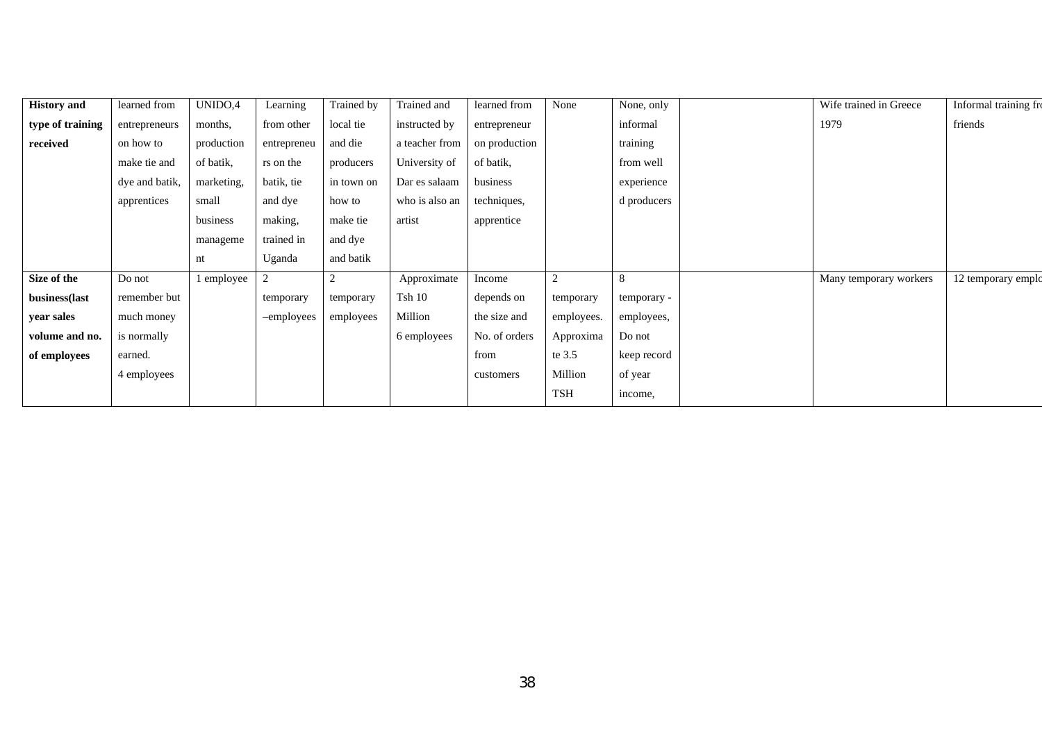| **History and type of training received** | learned from entrepreneurs on how to make tie and dye and batik, apprentices | UNIDO,4 months, production of batik, marketing, small business management | Learning from other entrepreneurs on the batik, tie and dye making, trained in Uganda | Trained by local tie and die producers in town on how to make tie and dye and batik | Trained and instructed by a teacher from University of Dar es salaam who is also an artist | learned from entrepreneur on production of batik, business techniques, apprentice | None | None, only informal training from well experienced producers | | Wife trained in Greece 1979 | Informal training fr friends |
|---|---|---|---|---|---|---|---|---|---|---|---|
| **Size of the business(last year sales volume and no. of employees** | Do not remember but much money is normally earned. 4 employees | 1 employee | 2 temporary –employees | 2 temporary employees | Approximate Tsh 10 Million 6 employees | Income depends on the size and No. of orders from customers | 2 temporary employees. Approximate 3.5 Million TSH | 8 temporary - employees, Do not keep record of year income, | | Many temporary workers | 12 temporary emplo |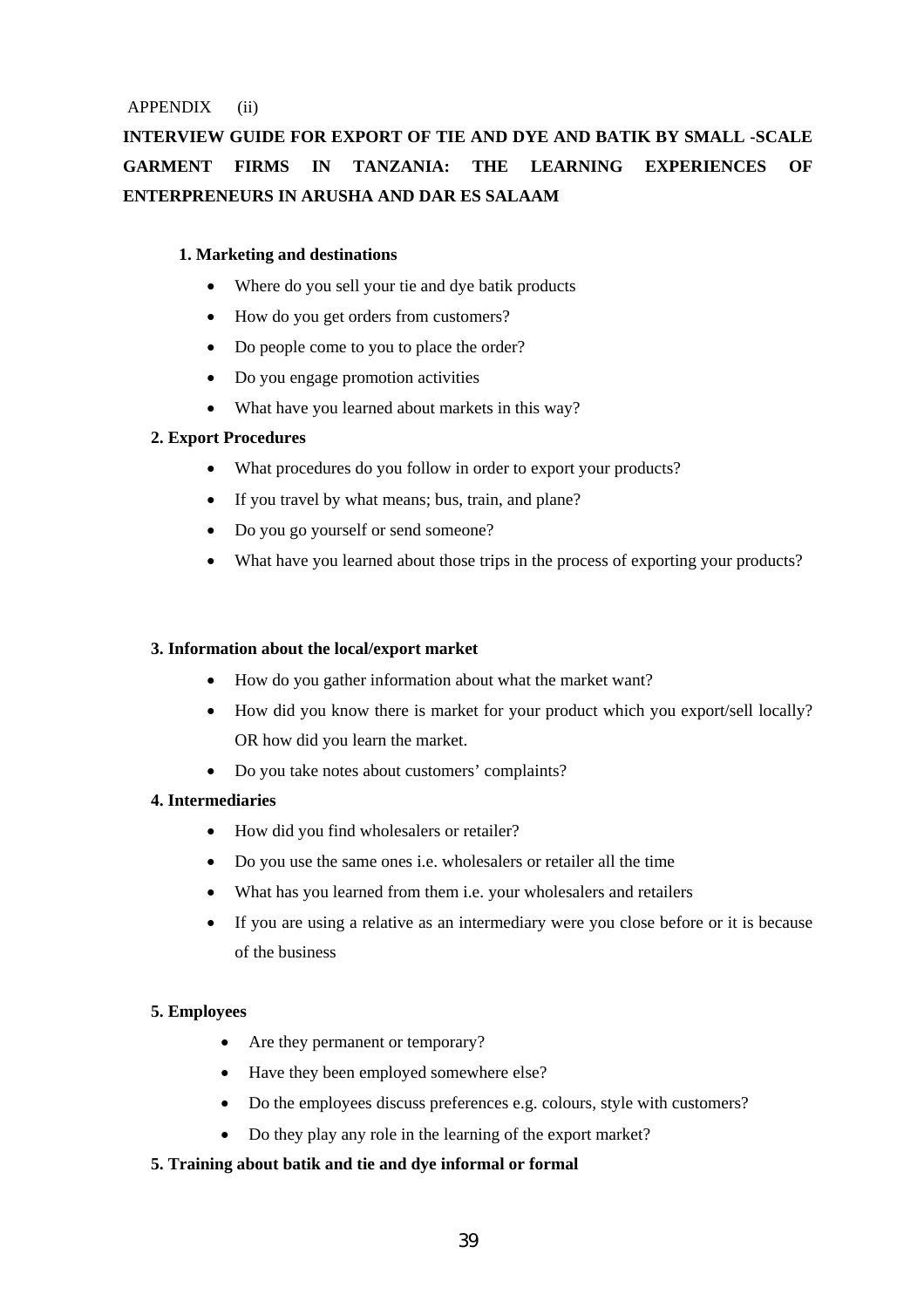APPENDIX (ii)

**INTERVIEW GUIDE FOR EXPORT OF TIE AND DYE AND BATIK BY SMALL -SCALE GARMENT FIRMS IN TANZANIA: THE LEARNING EXPERIENCES OF ENTERPRENEURS IN ARUSHA AND DAR ES SALAAM**

**1. Marketing and destinations**

- Where do you sell your tie and dye batik products
- How do you get orders from customers?
- Do people come to you to place the order?
- Do you engage promotion activities
- What have you learned about markets in this way?

**2. Export Procedures**

- What procedures do you follow in order to export your products?
- If you travel by what means; bus, train, and plane?
- Do you go yourself or send someone?
- What have you learned about those trips in the process of exporting your products?

**3. Information about the local/export market**

- How do you gather information about what the market want?
- How did you know there is market for your product which you export/sell locally? OR how did you learn the market.
- Do you take notes about customers' complaints?

**4. Intermediaries**

- How did you find wholesalers or retailer?
- Do you use the same ones i.e. wholesalers or retailer all the time
- What has you learned from them i.e. your wholesalers and retailers
- If you are using a relative as an intermediary were you close before or it is because of the business

**5. Employees**

- Are they permanent or temporary?
- Have they been employed somewhere else?
- Do the employees discuss preferences e.g. colours, style with customers?
- Do they play any role in the learning of the export market?

**5. Training about batik and tie and dye informal or formal**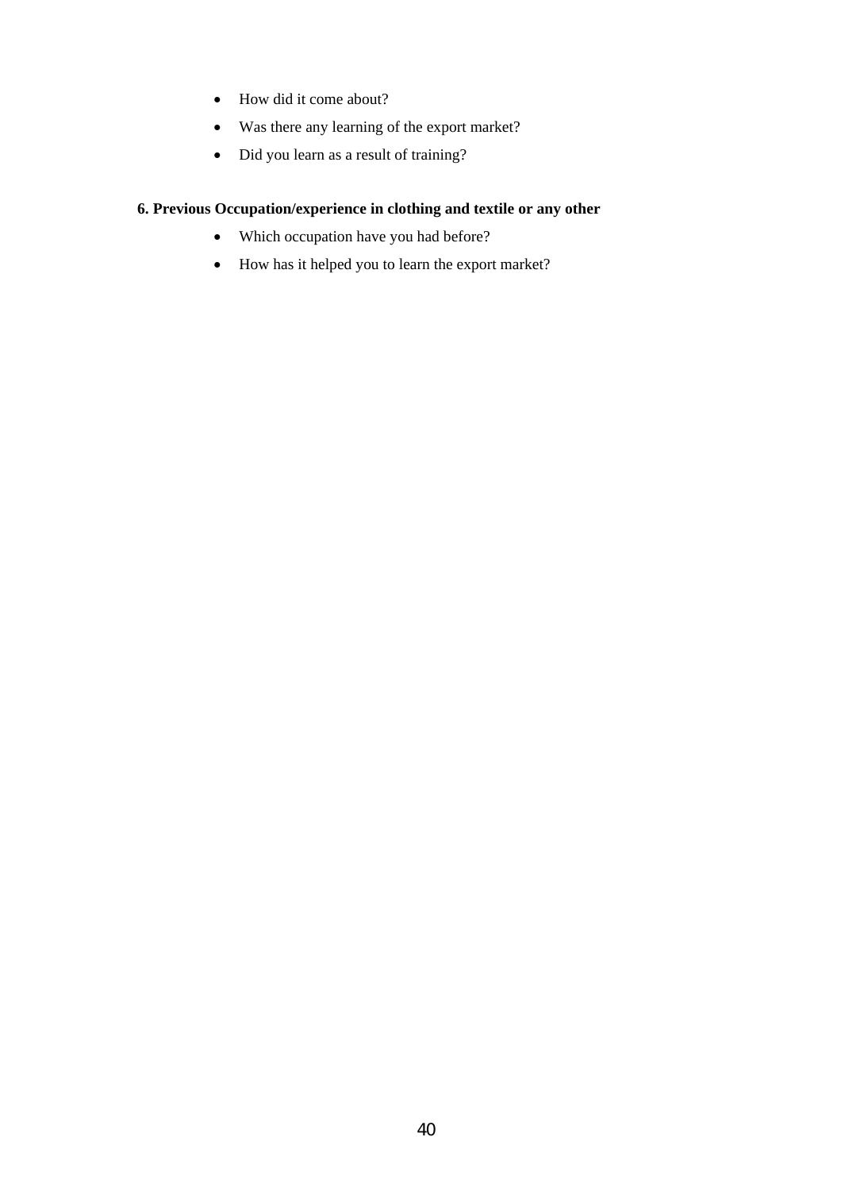- How did it come about?
- Was there any learning of the export market?
- Did you learn as a result of training?

**6. Previous Occupation/experience in clothing and textile or any other**

- Which occupation have you had before?
- How has it helped you to learn the export market?